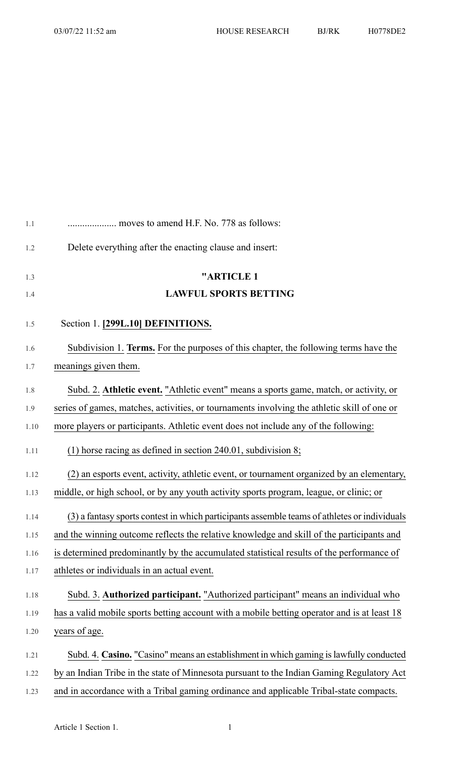.................... moves to amend H.F. No. 778 as follows:

Delete everything after the enacting clause and insert:

# "ARTICLE 1
# LAWFUL SPORTS BETTING

Section 1. **[299L.10] DEFINITIONS.**

Subdivision 1. **Terms.** For the purposes of this chapter, the following terms have the meanings given them.

Subd. 2. **Athletic event.** "Athletic event" means a sports game, match, or activity, or series of games, matches, activities, or tournaments involving the athletic skill of one or more players or participants. Athletic event does not include any of the following:

(1) horse racing as defined in section 240.01, subdivision 8;

(2) an esports event, activity, athletic event, or tournament organized by an elementary, middle, or high school, or by any youth activity sports program, league, or clinic; or

(3) a fantasy sports contest in which participants assemble teams of athletes or individuals and the winning outcome reflects the relative knowledge and skill of the participants and is determined predominantly by the accumulated statistical results of the performance of athletes or individuals in an actual event.

Subd. 3. **Authorized participant.** "Authorized participant" means an individual who has a valid mobile sports betting account with a mobile betting operator and is at least 18 years of age.

Subd. 4. **Casino.** "Casino" means an establishment in which gaming is lawfully conducted by an Indian Tribe in the state of Minnesota pursuant to the Indian Gaming Regulatory Act and in accordance with a Tribal gaming ordinance and applicable Tribal-state compacts.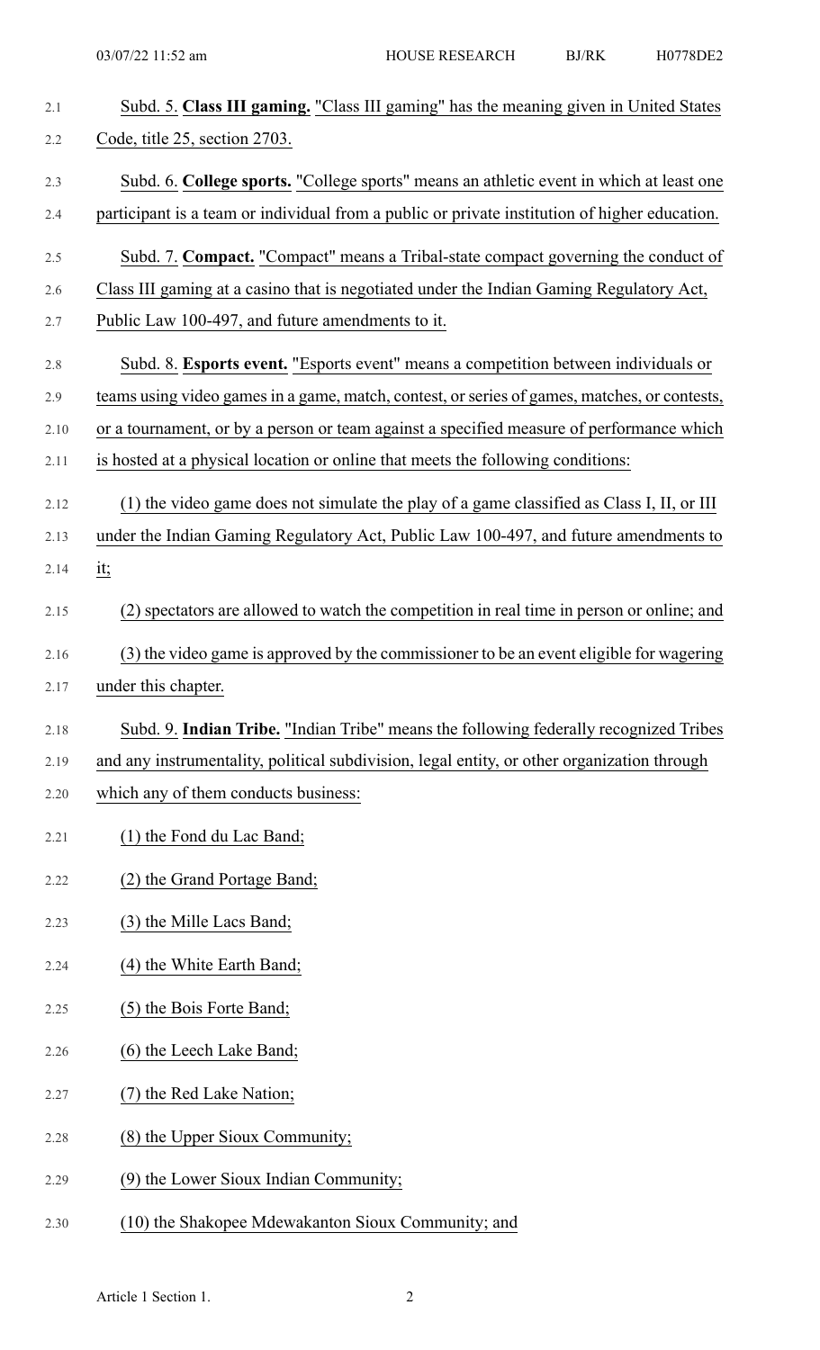Subd. 5. **Class III gaming.** "Class III gaming" has the meaning given in United States Code, title 25, section 2703.

Subd. 6. **College sports.** "College sports" means an athletic event in which at least one participant is a team or individual from a public or private institution of higher education.

Subd. 7. **Compact.** "Compact" means a Tribal-state compact governing the conduct of Class III gaming at a casino that is negotiated under the Indian Gaming Regulatory Act, Public Law 100-497, and future amendments to it.

Subd. 8. **Esports event.** "Esports event" means a competition between individuals or teams using video games in a game, match, contest, or series of games, matches, or contests, or a tournament, or by a person or team against a specified measure of performance which is hosted at a physical location or online that meets the following conditions:

(1) the video game does not simulate the play of a game classified as Class I, II, or III under the Indian Gaming Regulatory Act, Public Law 100-497, and future amendments to it;

(2) spectators are allowed to watch the competition in real time in person or online; and

(3) the video game is approved by the commissioner to be an event eligible for wagering under this chapter.

Subd. 9. **Indian Tribe.** "Indian Tribe" means the following federally recognized Tribes and any instrumentality, political subdivision, legal entity, or other organization through which any of them conducts business:

(1) the Fond du Lac Band;

(2) the Grand Portage Band;

(3) the Mille Lacs Band;

(4) the White Earth Band;

(5) the Bois Forte Band;

(6) the Leech Lake Band;

(7) the Red Lake Nation;

(8) the Upper Sioux Community;

(9) the Lower Sioux Indian Community;

(10) the Shakopee Mdewakanton Sioux Community; and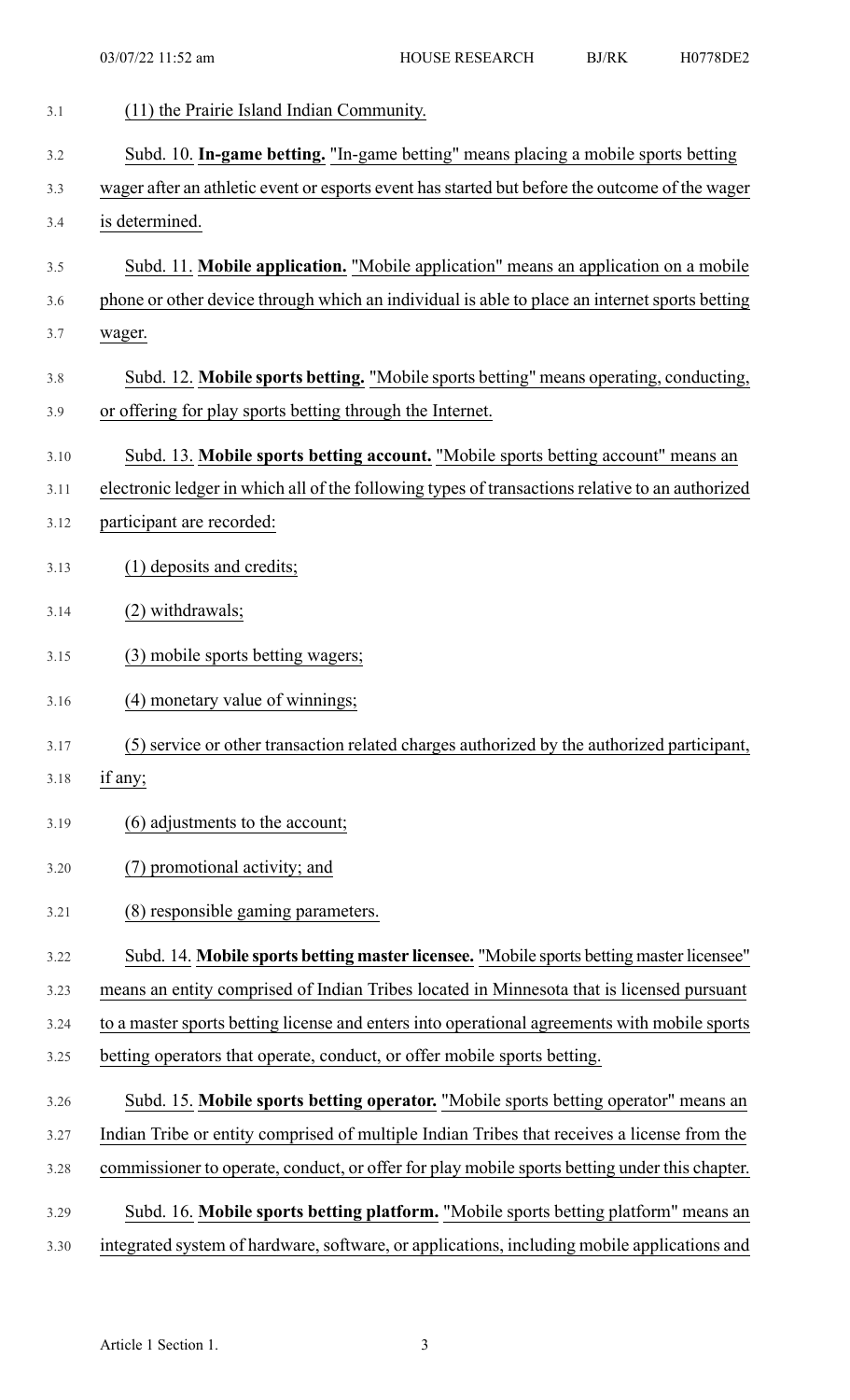(11) the Prairie Island Indian Community.

Subd. 10. **In-game betting.** "In-game betting" means placing a mobile sports betting wager after an athletic event or esports event has started but before the outcome of the wager is determined.

Subd. 11. **Mobile application.** "Mobile application" means an application on a mobile phone or other device through which an individual is able to place an internet sports betting wager.

Subd. 12. **Mobile sports betting.** "Mobile sports betting" means operating, conducting, or offering for play sports betting through the Internet.

Subd. 13. **Mobile sports betting account.** "Mobile sports betting account" means an electronic ledger in which all of the following types of transactions relative to an authorized participant are recorded:

(1) deposits and credits;

(2) withdrawals;

(3) mobile sports betting wagers;

(4) monetary value of winnings;

(5) service or other transaction related charges authorized by the authorized participant, if any;

(6) adjustments to the account;

(7) promotional activity; and

(8) responsible gaming parameters.

Subd. 14. **Mobile sports betting master licensee.** "Mobile sports betting master licensee" means an entity comprised of Indian Tribes located in Minnesota that is licensed pursuant to a master sports betting license and enters into operational agreements with mobile sports betting operators that operate, conduct, or offer mobile sports betting.

Subd. 15. **Mobile sports betting operator.** "Mobile sports betting operator" means an Indian Tribe or entity comprised of multiple Indian Tribes that receives a license from the commissioner to operate, conduct, or offer for play mobile sports betting under this chapter.

Subd. 16. **Mobile sports betting platform.** "Mobile sports betting platform" means an integrated system of hardware, software, or applications, including mobile applications and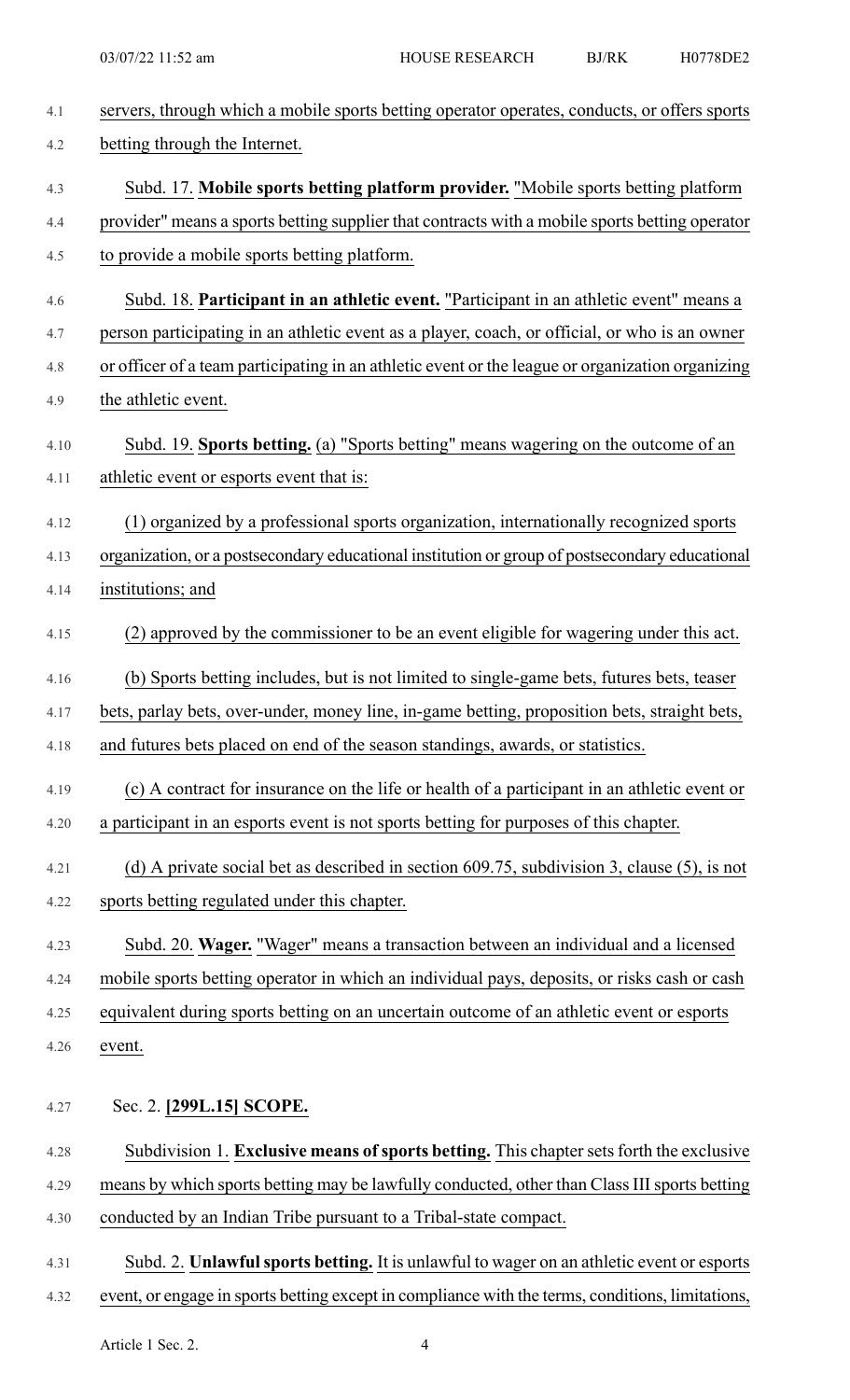servers, through which a mobile sports betting operator operates, conducts, or offers sports betting through the Internet.

Subd. 17. **Mobile sports betting platform provider.** "Mobile sports betting platform provider" means a sports betting supplier that contracts with a mobile sports betting operator to provide a mobile sports betting platform.

Subd. 18. **Participant in an athletic event.** "Participant in an athletic event" means a person participating in an athletic event as a player, coach, or official, or who is an owner or officer of a team participating in an athletic event or the league or organization organizing the athletic event.

Subd. 19. **Sports betting.** (a) "Sports betting" means wagering on the outcome of an athletic event or esports event that is:

(1) organized by a professional sports organization, internationally recognized sports organization, or a postsecondary educational institution or group of postsecondary educational institutions; and

(2) approved by the commissioner to be an event eligible for wagering under this act.

(b) Sports betting includes, but is not limited to single-game bets, futures bets, teaser bets, parlay bets, over-under, money line, in-game betting, proposition bets, straight bets, and futures bets placed on end of the season standings, awards, or statistics.

(c) A contract for insurance on the life or health of a participant in an athletic event or a participant in an esports event is not sports betting for purposes of this chapter.

(d) A private social bet as described in section 609.75, subdivision 3, clause (5), is not sports betting regulated under this chapter.

Subd. 20. **Wager.** "Wager" means a transaction between an individual and a licensed mobile sports betting operator in which an individual pays, deposits, or risks cash or cash equivalent during sports betting on an uncertain outcome of an athletic event or esports event.

Sec. 2. **[299L.15] SCOPE.**

Subdivision 1. **Exclusive means of sports betting.** This chapter sets forth the exclusive means by which sports betting may be lawfully conducted, other than Class III sports betting conducted by an Indian Tribe pursuant to a Tribal-state compact.

Subd. 2. **Unlawful sports betting.** It is unlawful to wager on an athletic event or esports event, or engage in sports betting except in compliance with the terms, conditions, limitations,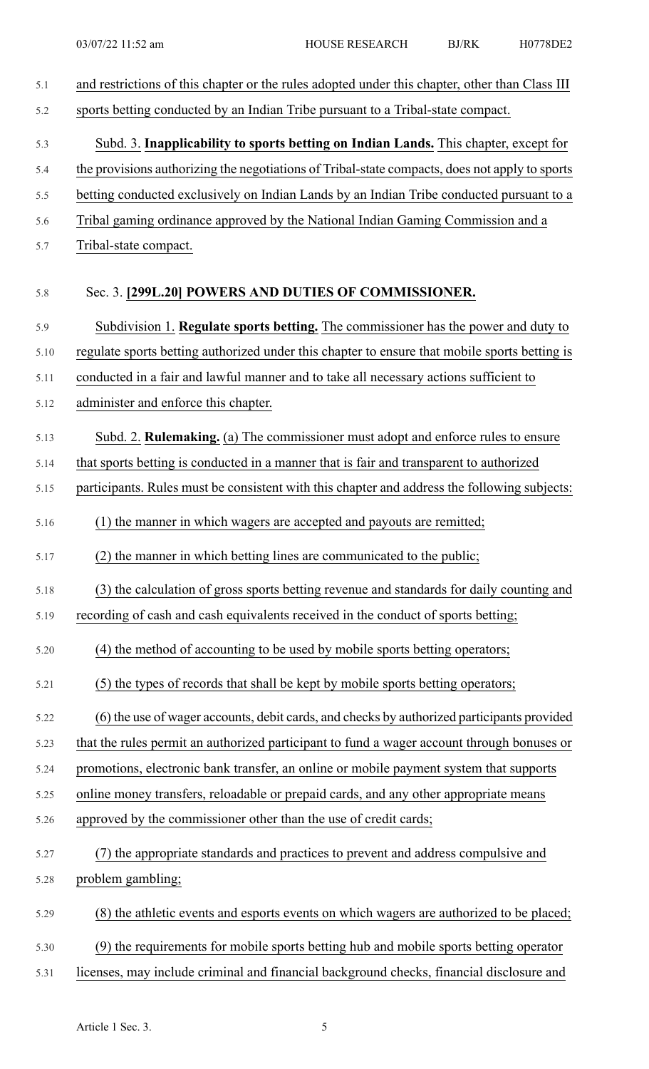and restrictions of this chapter or the rules adopted under this chapter, other than Class III sports betting conducted by an Indian Tribe pursuant to a Tribal-state compact.

Subd. 3. **Inapplicability to sports betting on Indian Lands.** This chapter, except for the provisions authorizing the negotiations of Tribal-state compacts, does not apply to sports betting conducted exclusively on Indian Lands by an Indian Tribe conducted pursuant to a Tribal gaming ordinance approved by the National Indian Gaming Commission and a Tribal-state compact.

Sec. 3. **[299L.20] POWERS AND DUTIES OF COMMISSIONER.**

Subdivision 1. **Regulate sports betting.** The commissioner has the power and duty to regulate sports betting authorized under this chapter to ensure that mobile sports betting is conducted in a fair and lawful manner and to take all necessary actions sufficient to administer and enforce this chapter.

Subd. 2. **Rulemaking.** (a) The commissioner must adopt and enforce rules to ensure that sports betting is conducted in a manner that is fair and transparent to authorized participants. Rules must be consistent with this chapter and address the following subjects:

(1) the manner in which wagers are accepted and payouts are remitted;

(2) the manner in which betting lines are communicated to the public;

(3) the calculation of gross sports betting revenue and standards for daily counting and recording of cash and cash equivalents received in the conduct of sports betting;

(4) the method of accounting to be used by mobile sports betting operators;

(5) the types of records that shall be kept by mobile sports betting operators;

(6) the use of wager accounts, debit cards, and checks by authorized participants provided that the rules permit an authorized participant to fund a wager account through bonuses or promotions, electronic bank transfer, an online or mobile payment system that supports online money transfers, reloadable or prepaid cards, and any other appropriate means approved by the commissioner other than the use of credit cards;

(7) the appropriate standards and practices to prevent and address compulsive and problem gambling;

(8) the athletic events and esports events on which wagers are authorized to be placed;

(9) the requirements for mobile sports betting hub and mobile sports betting operator licenses, may include criminal and financial background checks, financial disclosure and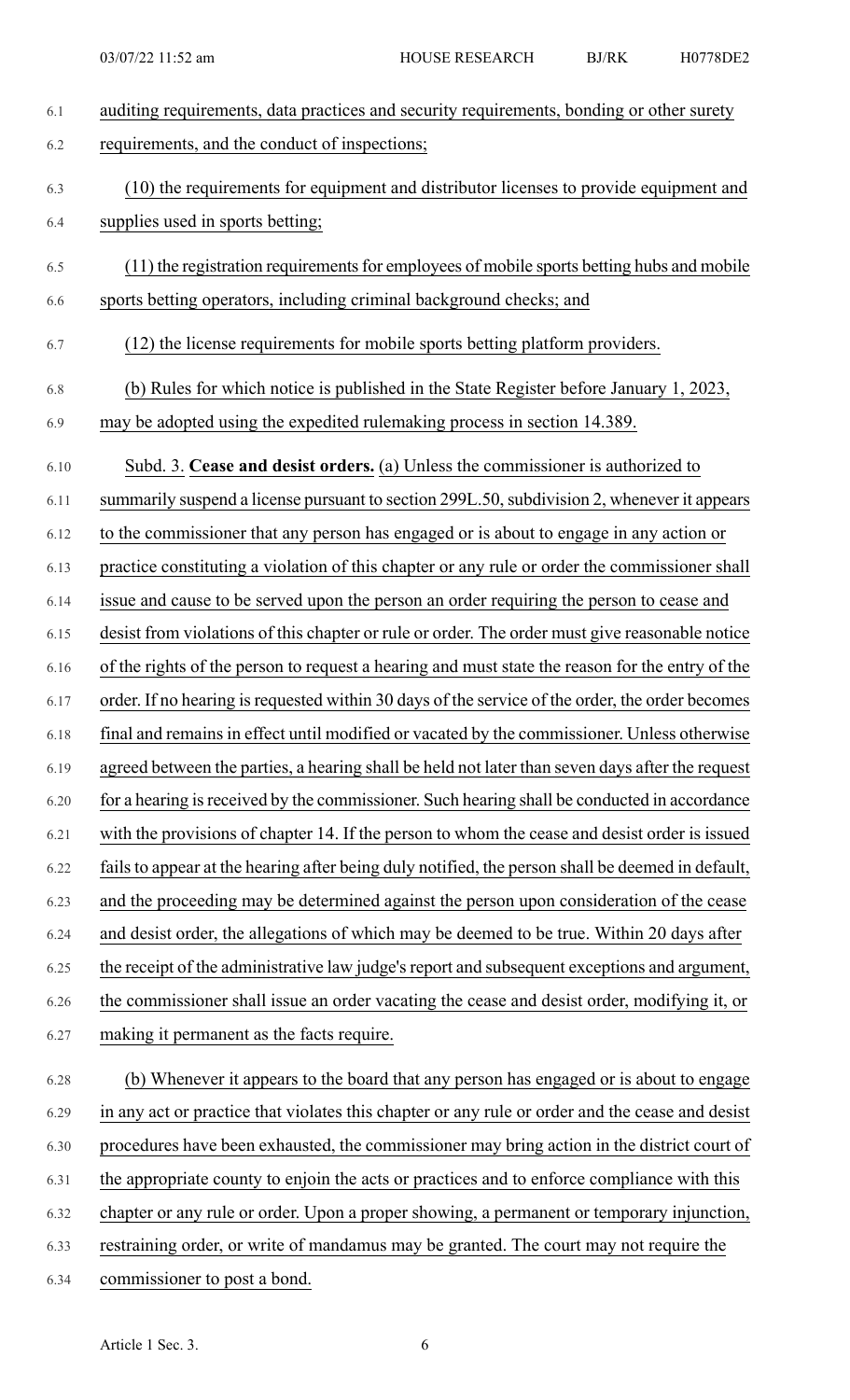auditing requirements, data practices and security requirements, bonding or other surety requirements, and the conduct of inspections;

(10) the requirements for equipment and distributor licenses to provide equipment and supplies used in sports betting;

(11) the registration requirements for employees of mobile sports betting hubs and mobile sports betting operators, including criminal background checks; and

(12) the license requirements for mobile sports betting platform providers.

(b) Rules for which notice is published in the State Register before January 1, 2023, may be adopted using the expedited rulemaking process in section 14.389.

Subd. 3. **Cease and desist orders.** (a) Unless the commissioner is authorized to summarily suspend a license pursuant to section 299L.50, subdivision 2, whenever it appears to the commissioner that any person has engaged or is about to engage in any action or practice constituting a violation of this chapter or any rule or order the commissioner shall issue and cause to be served upon the person an order requiring the person to cease and desist from violations of this chapter or rule or order. The order must give reasonable notice of the rights of the person to request a hearing and must state the reason for the entry of the order. If no hearing is requested within 30 days of the service of the order, the order becomes final and remains in effect until modified or vacated by the commissioner. Unless otherwise agreed between the parties, a hearing shall be held not later than seven days after the request for a hearing is received by the commissioner. Such hearing shall be conducted in accordance with the provisions of chapter 14. If the person to whom the cease and desist order is issued fails to appear at the hearing after being duly notified, the person shall be deemed in default, and the proceeding may be determined against the person upon consideration of the cease and desist order, the allegations of which may be deemed to be true. Within 20 days after the receipt of the administrative law judge's report and subsequent exceptions and argument, the commissioner shall issue an order vacating the cease and desist order, modifying it, or making it permanent as the facts require.

(b) Whenever it appears to the board that any person has engaged or is about to engage in any act or practice that violates this chapter or any rule or order and the cease and desist procedures have been exhausted, the commissioner may bring action in the district court of the appropriate county to enjoin the acts or practices and to enforce compliance with this chapter or any rule or order. Upon a proper showing, a permanent or temporary injunction, restraining order, or write of mandamus may be granted. The court may not require the commissioner to post a bond.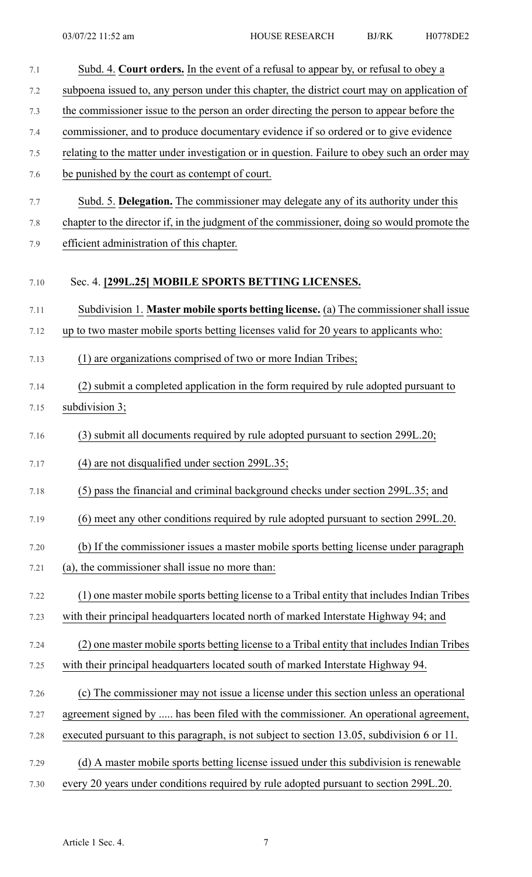Subd. 4. **Court orders.** In the event of a refusal to appear by, or refusal to obey a subpoena issued to, any person under this chapter, the district court may on application of the commissioner issue to the person an order directing the person to appear before the commissioner, and to produce documentary evidence if so ordered or to give evidence relating to the matter under investigation or in question. Failure to obey such an order may be punished by the court as contempt of court.

Subd. 5. **Delegation.** The commissioner may delegate any of its authority under this chapter to the director if, in the judgment of the commissioner, doing so would promote the efficient administration of this chapter.

Sec. 4. **[299L.25] MOBILE SPORTS BETTING LICENSES.**

Subdivision 1. **Master mobile sports betting license.** (a) The commissioner shall issue up to two master mobile sports betting licenses valid for 20 years to applicants who:

(1) are organizations comprised of two or more Indian Tribes;

(2) submit a completed application in the form required by rule adopted pursuant to subdivision 3;

(3) submit all documents required by rule adopted pursuant to section 299L.20;

(4) are not disqualified under section 299L.35;

(5) pass the financial and criminal background checks under section 299L.35; and

(6) meet any other conditions required by rule adopted pursuant to section 299L.20.

(b) If the commissioner issues a master mobile sports betting license under paragraph (a), the commissioner shall issue no more than:

(1) one master mobile sports betting license to a Tribal entity that includes Indian Tribes with their principal headquarters located north of marked Interstate Highway 94; and

(2) one master mobile sports betting license to a Tribal entity that includes Indian Tribes with their principal headquarters located south of marked Interstate Highway 94.

(c) The commissioner may not issue a license under this section unless an operational agreement signed by ..... has been filed with the commissioner. An operational agreement, executed pursuant to this paragraph, is not subject to section 13.05, subdivision 6 or 11.

(d) A master mobile sports betting license issued under this subdivision is renewable every 20 years under conditions required by rule adopted pursuant to section 299L.20.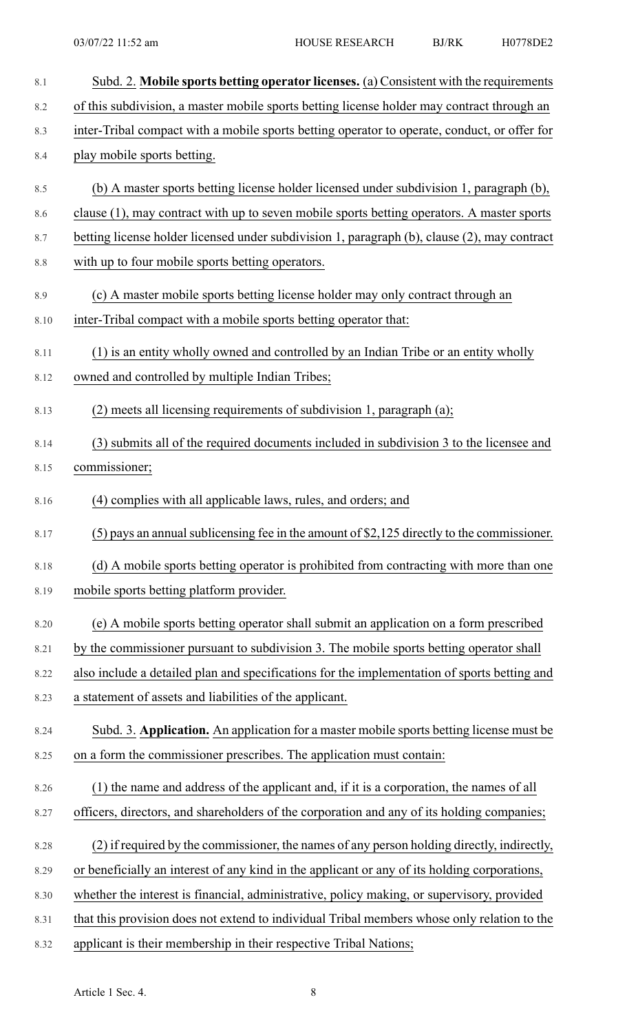Subd. 2. **Mobile sports betting operator licenses.** (a) Consistent with the requirements of this subdivision, a master mobile sports betting license holder may contract through an inter-Tribal compact with a mobile sports betting operator to operate, conduct, or offer for play mobile sports betting.

(b) A master sports betting license holder licensed under subdivision 1, paragraph (b), clause (1), may contract with up to seven mobile sports betting operators. A master sports betting license holder licensed under subdivision 1, paragraph (b), clause (2), may contract with up to four mobile sports betting operators.

(c) A master mobile sports betting license holder may only contract through an inter-Tribal compact with a mobile sports betting operator that:

(1) is an entity wholly owned and controlled by an Indian Tribe or an entity wholly owned and controlled by multiple Indian Tribes;

(2) meets all licensing requirements of subdivision 1, paragraph (a);

(3) submits all of the required documents included in subdivision 3 to the licensee and commissioner;

(4) complies with all applicable laws, rules, and orders; and

(5) pays an annual sublicensing fee in the amount of $2,125 directly to the commissioner.

(d) A mobile sports betting operator is prohibited from contracting with more than one mobile sports betting platform provider.

(e) A mobile sports betting operator shall submit an application on a form prescribed by the commissioner pursuant to subdivision 3. The mobile sports betting operator shall also include a detailed plan and specifications for the implementation of sports betting and a statement of assets and liabilities of the applicant.

Subd. 3. **Application.** An application for a master mobile sports betting license must be on a form the commissioner prescribes. The application must contain:

(1) the name and address of the applicant and, if it is a corporation, the names of all officers, directors, and shareholders of the corporation and any of its holding companies;

(2) if required by the commissioner, the names of any person holding directly, indirectly, or beneficially an interest of any kind in the applicant or any of its holding corporations, whether the interest is financial, administrative, policy making, or supervisory, provided that this provision does not extend to individual Tribal members whose only relation to the applicant is their membership in their respective Tribal Nations;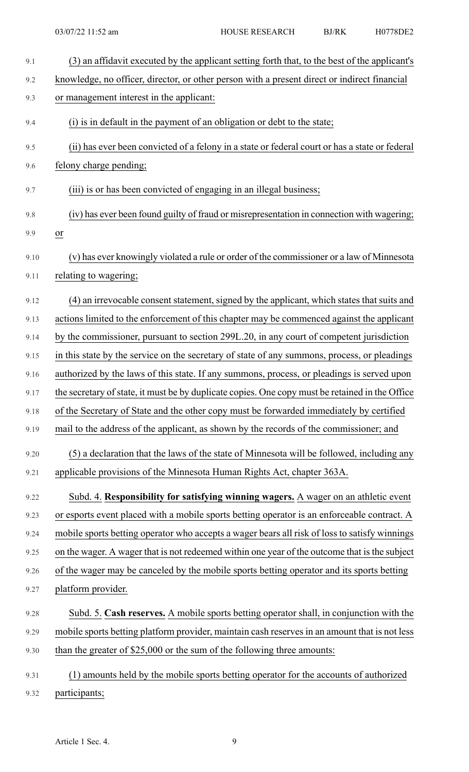(3) an affidavit executed by the applicant setting forth that, to the best of the applicant's knowledge, no officer, director, or other person with a present direct or indirect financial or management interest in the applicant:

(i) is in default in the payment of an obligation or debt to the state;

(ii) has ever been convicted of a felony in a state or federal court or has a state or federal felony charge pending;

(iii) is or has been convicted of engaging in an illegal business;

(iv) has ever been found guilty of fraud or misrepresentation in connection with wagering; or

(v) has ever knowingly violated a rule or order of the commissioner or a law of Minnesota relating to wagering;

(4) an irrevocable consent statement, signed by the applicant, which states that suits and actions limited to the enforcement of this chapter may be commenced against the applicant by the commissioner, pursuant to section 299L.20, in any court of competent jurisdiction in this state by the service on the secretary of state of any summons, process, or pleadings authorized by the laws of this state. If any summons, process, or pleadings is served upon the secretary of state, it must be by duplicate copies. One copy must be retained in the Office of the Secretary of State and the other copy must be forwarded immediately by certified mail to the address of the applicant, as shown by the records of the commissioner; and

(5) a declaration that the laws of the state of Minnesota will be followed, including any applicable provisions of the Minnesota Human Rights Act, chapter 363A.

Subd. 4. **Responsibility for satisfying winning wagers.** A wager on an athletic event or esports event placed with a mobile sports betting operator is an enforceable contract. A mobile sports betting operator who accepts a wager bears all risk of loss to satisfy winnings on the wager. A wager that is not redeemed within one year of the outcome that is the subject of the wager may be canceled by the mobile sports betting operator and its sports betting platform provider.

Subd. 5. **Cash reserves.** A mobile sports betting operator shall, in conjunction with the mobile sports betting platform provider, maintain cash reserves in an amount that is not less than the greater of $25,000 or the sum of the following three amounts:

(1) amounts held by the mobile sports betting operator for the accounts of authorized participants;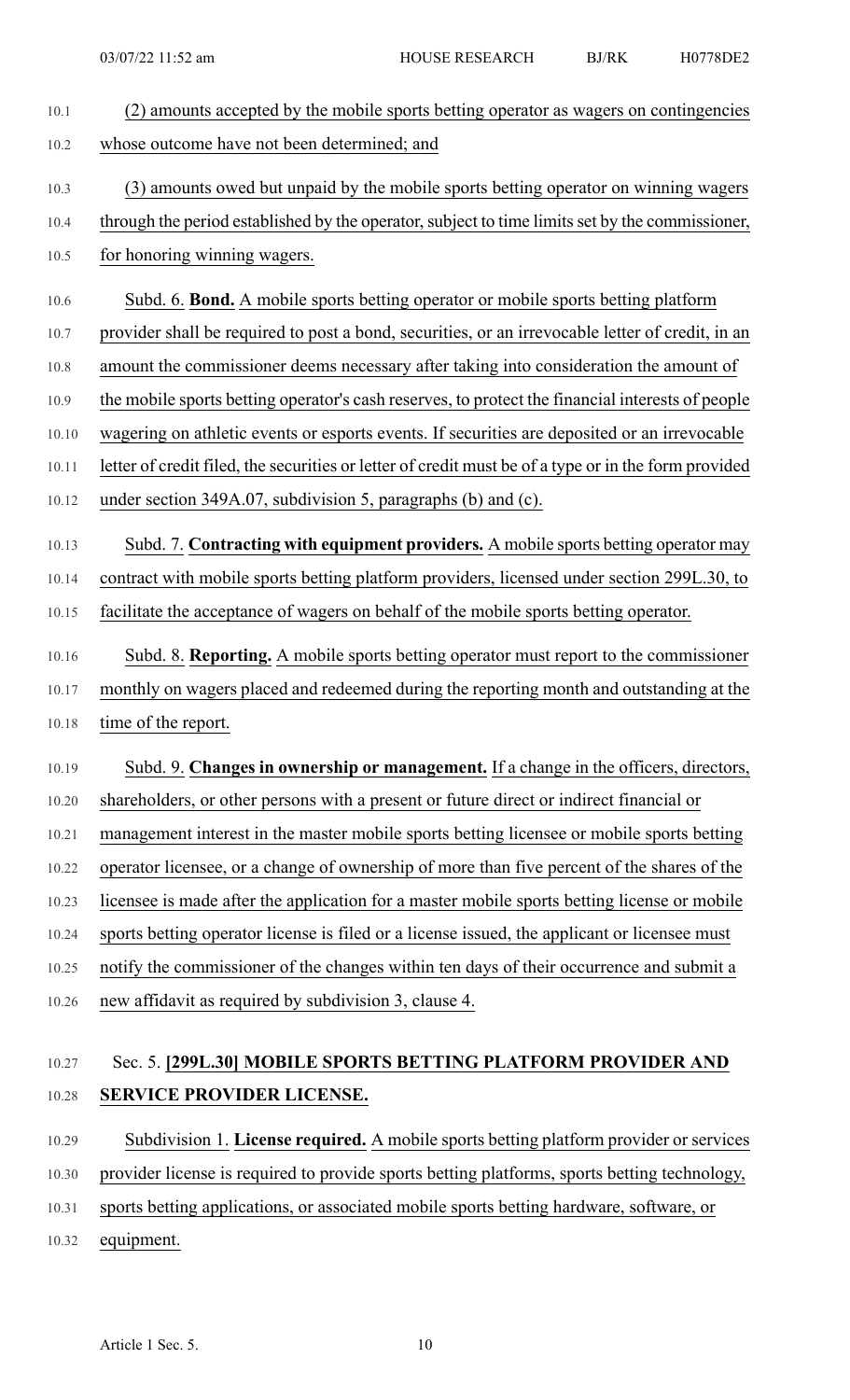(2) amounts accepted by the mobile sports betting operator as wagers on contingencies whose outcome have not been determined; and

(3) amounts owed but unpaid by the mobile sports betting operator on winning wagers through the period established by the operator, subject to time limits set by the commissioner, for honoring winning wagers.

Subd. 6. **Bond.** A mobile sports betting operator or mobile sports betting platform provider shall be required to post a bond, securities, or an irrevocable letter of credit, in an amount the commissioner deems necessary after taking into consideration the amount of the mobile sports betting operator's cash reserves, to protect the financial interests of people wagering on athletic events or esports events. If securities are deposited or an irrevocable letter of credit filed, the securities or letter of credit must be of a type or in the form provided under section 349A.07, subdivision 5, paragraphs (b) and (c).

Subd. 7. **Contracting with equipment providers.** A mobile sports betting operator may contract with mobile sports betting platform providers, licensed under section 299L.30, to facilitate the acceptance of wagers on behalf of the mobile sports betting operator.

Subd. 8. **Reporting.** A mobile sports betting operator must report to the commissioner monthly on wagers placed and redeemed during the reporting month and outstanding at the time of the report.

Subd. 9. **Changes in ownership or management.** If a change in the officers, directors, shareholders, or other persons with a present or future direct or indirect financial or management interest in the master mobile sports betting licensee or mobile sports betting operator licensee, or a change of ownership of more than five percent of the shares of the licensee is made after the application for a master mobile sports betting license or mobile sports betting operator license is filed or a license issued, the applicant or licensee must notify the commissioner of the changes within ten days of their occurrence and submit a new affidavit as required by subdivision 3, clause 4.

Sec. 5. **[299L.30] MOBILE SPORTS BETTING PLATFORM PROVIDER AND SERVICE PROVIDER LICENSE.**

Subdivision 1. **License required.** A mobile sports betting platform provider or services provider license is required to provide sports betting platforms, sports betting technology, sports betting applications, or associated mobile sports betting hardware, software, or equipment.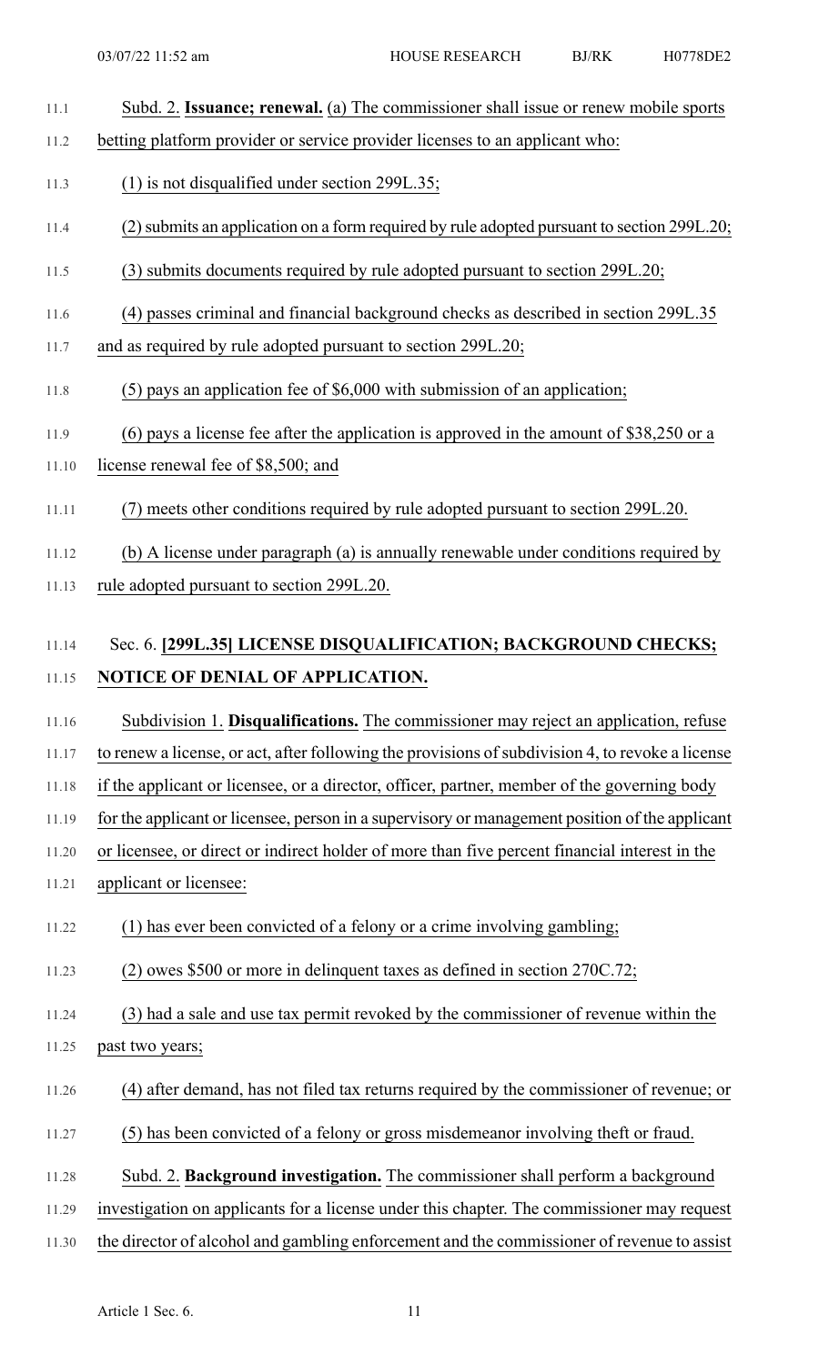Subd. 2. **Issuance; renewal.** (a) The commissioner shall issue or renew mobile sports betting platform provider or service provider licenses to an applicant who:

(1) is not disqualified under section 299L.35;

(2) submits an application on a form required by rule adopted pursuant to section 299L.20;

(3) submits documents required by rule adopted pursuant to section 299L.20;

(4) passes criminal and financial background checks as described in section 299L.35 and as required by rule adopted pursuant to section 299L.20;

(5) pays an application fee of $6,000 with submission of an application;

(6) pays a license fee after the application is approved in the amount of $38,250 or a license renewal fee of $8,500; and

(7) meets other conditions required by rule adopted pursuant to section 299L.20.

(b) A license under paragraph (a) is annually renewable under conditions required by rule adopted pursuant to section 299L.20.

## Sec. 6. [299L.35] LICENSE DISQUALIFICATION; BACKGROUND CHECKS; NOTICE OF DENIAL OF APPLICATION.

Subdivision 1. **Disqualifications.** The commissioner may reject an application, refuse to renew a license, or act, after following the provisions of subdivision 4, to revoke a license if the applicant or licensee, or a director, officer, partner, member of the governing body for the applicant or licensee, person in a supervisory or management position of the applicant or licensee, or direct or indirect holder of more than five percent financial interest in the applicant or licensee:

(1) has ever been convicted of a felony or a crime involving gambling;

(2) owes $500 or more in delinquent taxes as defined in section 270C.72;

(3) had a sale and use tax permit revoked by the commissioner of revenue within the past two years;

(4) after demand, has not filed tax returns required by the commissioner of revenue; or

(5) has been convicted of a felony or gross misdemeanor involving theft or fraud.

Subd. 2. **Background investigation.** The commissioner shall perform a background investigation on applicants for a license under this chapter. The commissioner may request the director of alcohol and gambling enforcement and the commissioner of revenue to assist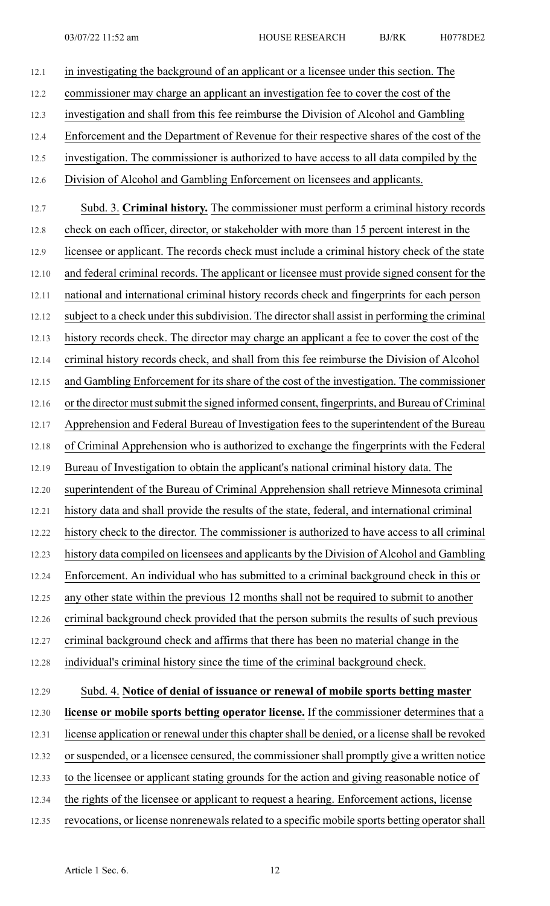in investigating the background of an applicant or a licensee under this section. The commissioner may charge an applicant an investigation fee to cover the cost of the investigation and shall from this fee reimburse the Division of Alcohol and Gambling Enforcement and the Department of Revenue for their respective shares of the cost of the investigation. The commissioner is authorized to have access to all data compiled by the Division of Alcohol and Gambling Enforcement on licensees and applicants.

Subd. 3. **Criminal history.** The commissioner must perform a criminal history records check on each officer, director, or stakeholder with more than 15 percent interest in the licensee or applicant. The records check must include a criminal history check of the state and federal criminal records. The applicant or licensee must provide signed consent for the national and international criminal history records check and fingerprints for each person subject to a check under this subdivision. The director shall assist in performing the criminal history records check. The director may charge an applicant a fee to cover the cost of the criminal history records check, and shall from this fee reimburse the Division of Alcohol and Gambling Enforcement for its share of the cost of the investigation. The commissioner or the director must submit the signed informed consent, fingerprints, and Bureau of Criminal Apprehension and Federal Bureau of Investigation fees to the superintendent of the Bureau of Criminal Apprehension who is authorized to exchange the fingerprints with the Federal Bureau of Investigation to obtain the applicant's national criminal history data. The superintendent of the Bureau of Criminal Apprehension shall retrieve Minnesota criminal history data and shall provide the results of the state, federal, and international criminal history check to the director. The commissioner is authorized to have access to all criminal history data compiled on licensees and applicants by the Division of Alcohol and Gambling Enforcement. An individual who has submitted to a criminal background check in this or any other state within the previous 12 months shall not be required to submit to another criminal background check provided that the person submits the results of such previous criminal background check and affirms that there has been no material change in the individual's criminal history since the time of the criminal background check.

Subd. 4. **Notice of denial of issuance or renewal of mobile sports betting master license or mobile sports betting operator license.** If the commissioner determines that a license application or renewal under this chapter shall be denied, or a license shall be revoked or suspended, or a licensee censured, the commissioner shall promptly give a written notice to the licensee or applicant stating grounds for the action and giving reasonable notice of the rights of the licensee or applicant to request a hearing. Enforcement actions, license revocations, or license nonrenewals related to a specific mobile sports betting operator shall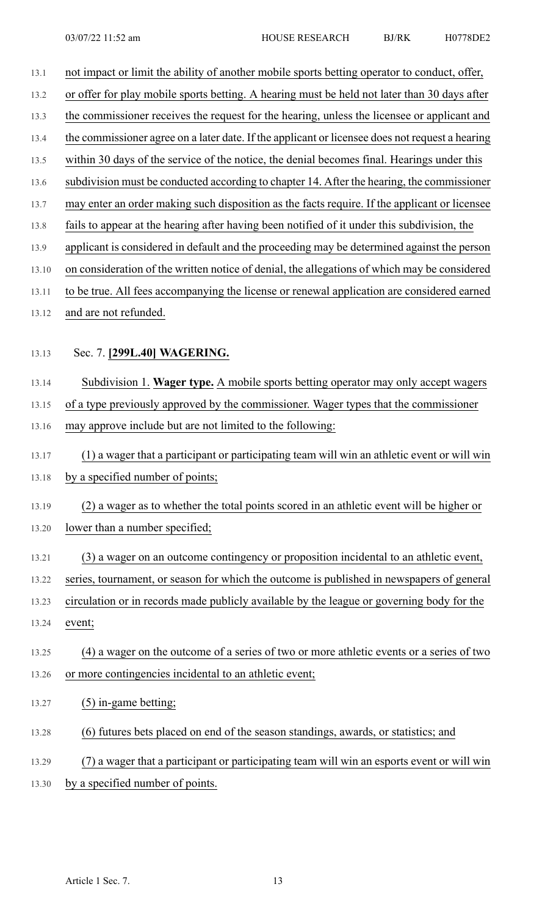not impact or limit the ability of another mobile sports betting operator to conduct, offer, or offer for play mobile sports betting. A hearing must be held not later than 30 days after the commissioner receives the request for the hearing, unless the licensee or applicant and the commissioner agree on a later date. If the applicant or licensee does not request a hearing within 30 days of the service of the notice, the denial becomes final. Hearings under this subdivision must be conducted according to chapter 14. After the hearing, the commissioner may enter an order making such disposition as the facts require. If the applicant or licensee fails to appear at the hearing after having been notified of it under this subdivision, the applicant is considered in default and the proceeding may be determined against the person on consideration of the written notice of denial, the allegations of which may be considered to be true. All fees accompanying the license or renewal application are considered earned and are not refunded.

Sec. 7. **[299L.40] WAGERING.**

Subdivision 1. **Wager type.** A mobile sports betting operator may only accept wagers of a type previously approved by the commissioner. Wager types that the commissioner may approve include but are not limited to the following:

(1) a wager that a participant or participating team will win an athletic event or will win by a specified number of points;

(2) a wager as to whether the total points scored in an athletic event will be higher or lower than a number specified;

(3) a wager on an outcome contingency or proposition incidental to an athletic event, series, tournament, or season for which the outcome is published in newspapers of general circulation or in records made publicly available by the league or governing body for the event;

(4) a wager on the outcome of a series of two or more athletic events or a series of two or more contingencies incidental to an athletic event;

(5) in-game betting;

(6) futures bets placed on end of the season standings, awards, or statistics; and

(7) a wager that a participant or participating team will win an esports event or will win by a specified number of points.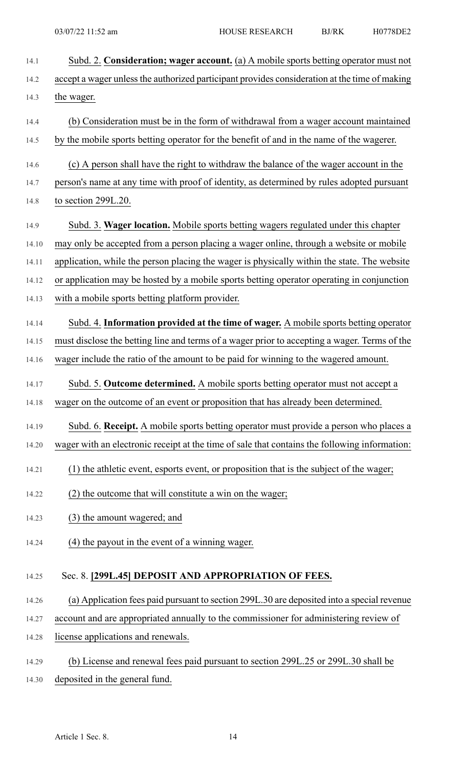Subd. 2. **Consideration; wager account.** (a) A mobile sports betting operator must not accept a wager unless the authorized participant provides consideration at the time of making the wager.

(b) Consideration must be in the form of withdrawal from a wager account maintained by the mobile sports betting operator for the benefit of and in the name of the wagerer.

(c) A person shall have the right to withdraw the balance of the wager account in the person's name at any time with proof of identity, as determined by rules adopted pursuant to section 299L.20.

Subd. 3. **Wager location.** Mobile sports betting wagers regulated under this chapter may only be accepted from a person placing a wager online, through a website or mobile application, while the person placing the wager is physically within the state. The website or application may be hosted by a mobile sports betting operator operating in conjunction with a mobile sports betting platform provider.

Subd. 4. **Information provided at the time of wager.** A mobile sports betting operator must disclose the betting line and terms of a wager prior to accepting a wager. Terms of the wager include the ratio of the amount to be paid for winning to the wagered amount.

Subd. 5. **Outcome determined.** A mobile sports betting operator must not accept a wager on the outcome of an event or proposition that has already been determined.

Subd. 6. **Receipt.** A mobile sports betting operator must provide a person who places a wager with an electronic receipt at the time of sale that contains the following information:

(1) the athletic event, esports event, or proposition that is the subject of the wager;

(2) the outcome that will constitute a win on the wager;

(3) the amount wagered; and

(4) the payout in the event of a winning wager.

Sec. 8. **[299L.45] DEPOSIT AND APPROPRIATION OF FEES.**

(a) Application fees paid pursuant to section 299L.30 are deposited into a special revenue account and are appropriated annually to the commissioner for administering review of license applications and renewals.

(b) License and renewal fees paid pursuant to section 299L.25 or 299L.30 shall be deposited in the general fund.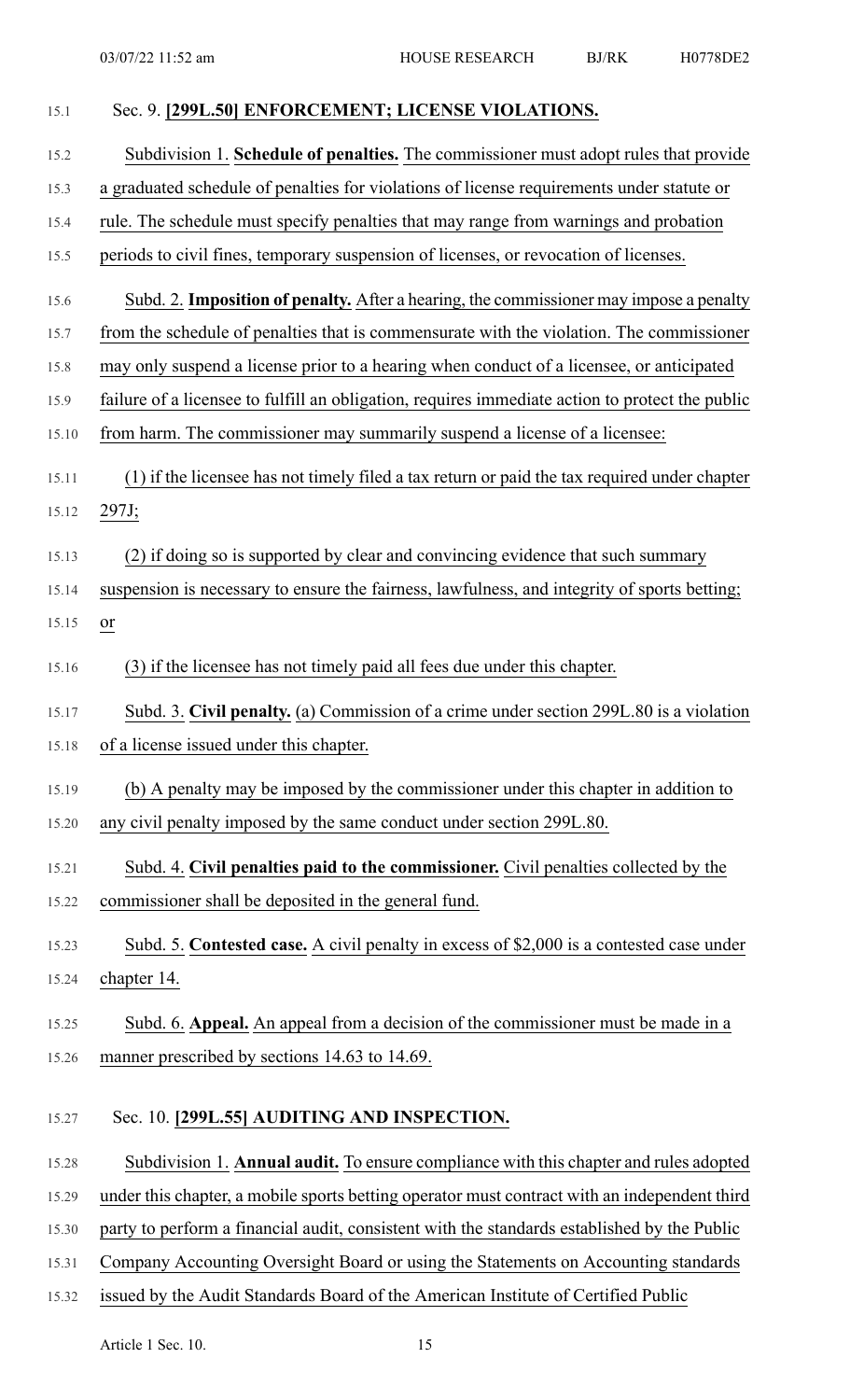Sec. 9. **[299L.50] ENFORCEMENT; LICENSE VIOLATIONS.**

Subdivision 1. **Schedule of penalties.** The commissioner must adopt rules that provide a graduated schedule of penalties for violations of license requirements under statute or rule. The schedule must specify penalties that may range from warnings and probation periods to civil fines, temporary suspension of licenses, or revocation of licenses.

Subd. 2. **Imposition of penalty.** After a hearing, the commissioner may impose a penalty from the schedule of penalties that is commensurate with the violation. The commissioner may only suspend a license prior to a hearing when conduct of a licensee, or anticipated failure of a licensee to fulfill an obligation, requires immediate action to protect the public from harm. The commissioner may summarily suspend a license of a licensee:

(1) if the licensee has not timely filed a tax return or paid the tax required under chapter 297J;

(2) if doing so is supported by clear and convincing evidence that such summary suspension is necessary to ensure the fairness, lawfulness, and integrity of sports betting; or

(3) if the licensee has not timely paid all fees due under this chapter.

Subd. 3. **Civil penalty.** (a) Commission of a crime under section 299L.80 is a violation of a license issued under this chapter.

(b) A penalty may be imposed by the commissioner under this chapter in addition to any civil penalty imposed by the same conduct under section 299L.80.

Subd. 4. **Civil penalties paid to the commissioner.** Civil penalties collected by the commissioner shall be deposited in the general fund.

Subd. 5. **Contested case.** A civil penalty in excess of $2,000 is a contested case under chapter 14.

Subd. 6. **Appeal.** An appeal from a decision of the commissioner must be made in a manner prescribed by sections 14.63 to 14.69.

Sec. 10. **[299L.55] AUDITING AND INSPECTION.**

Subdivision 1. **Annual audit.** To ensure compliance with this chapter and rules adopted under this chapter, a mobile sports betting operator must contract with an independent third party to perform a financial audit, consistent with the standards established by the Public Company Accounting Oversight Board or using the Statements on Accounting standards issued by the Audit Standards Board of the American Institute of Certified Public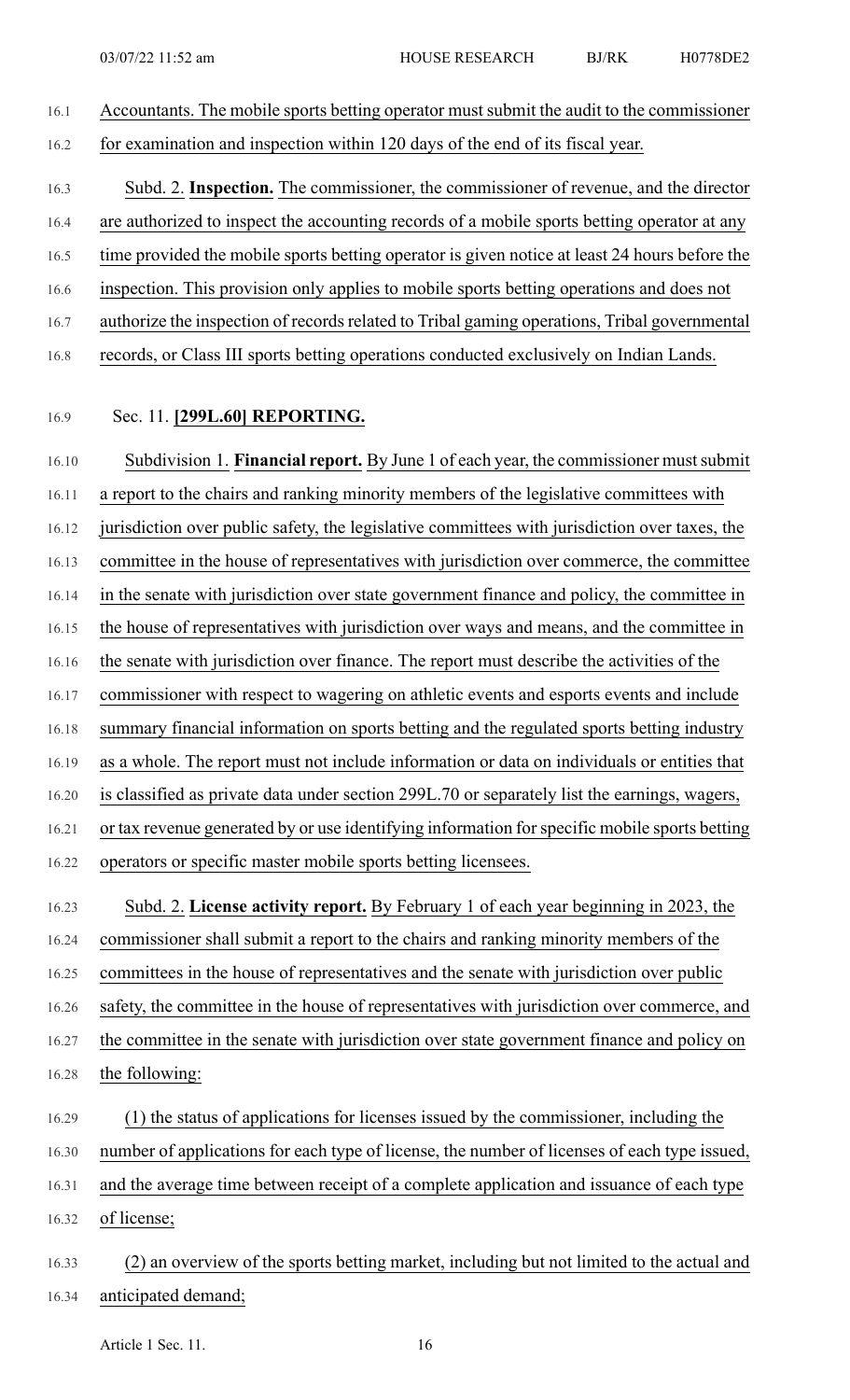Accountants. The mobile sports betting operator must submit the audit to the commissioner for examination and inspection within 120 days of the end of its fiscal year.

Subd. 2. **Inspection.** The commissioner, the commissioner of revenue, and the director are authorized to inspect the accounting records of a mobile sports betting operator at any time provided the mobile sports betting operator is given notice at least 24 hours before the inspection. This provision only applies to mobile sports betting operations and does not authorize the inspection of records related to Tribal gaming operations, Tribal governmental records, or Class III sports betting operations conducted exclusively on Indian Lands.

Sec. 11. **[299L.60] REPORTING.**

Subdivision 1. **Financial report.** By June 1 of each year, the commissioner must submit a report to the chairs and ranking minority members of the legislative committees with jurisdiction over public safety, the legislative committees with jurisdiction over taxes, the committee in the house of representatives with jurisdiction over commerce, the committee in the senate with jurisdiction over state government finance and policy, the committee in the house of representatives with jurisdiction over ways and means, and the committee in the senate with jurisdiction over finance. The report must describe the activities of the commissioner with respect to wagering on athletic events and esports events and include summary financial information on sports betting and the regulated sports betting industry as a whole. The report must not include information or data on individuals or entities that is classified as private data under section 299L.70 or separately list the earnings, wagers, or tax revenue generated by or use identifying information for specific mobile sports betting operators or specific master mobile sports betting licensees.

Subd. 2. **License activity report.** By February 1 of each year beginning in 2023, the commissioner shall submit a report to the chairs and ranking minority members of the committees in the house of representatives and the senate with jurisdiction over public safety, the committee in the house of representatives with jurisdiction over commerce, and the committee in the senate with jurisdiction over state government finance and policy on the following:

(1) the status of applications for licenses issued by the commissioner, including the number of applications for each type of license, the number of licenses of each type issued, and the average time between receipt of a complete application and issuance of each type of license;

(2) an overview of the sports betting market, including but not limited to the actual and anticipated demand;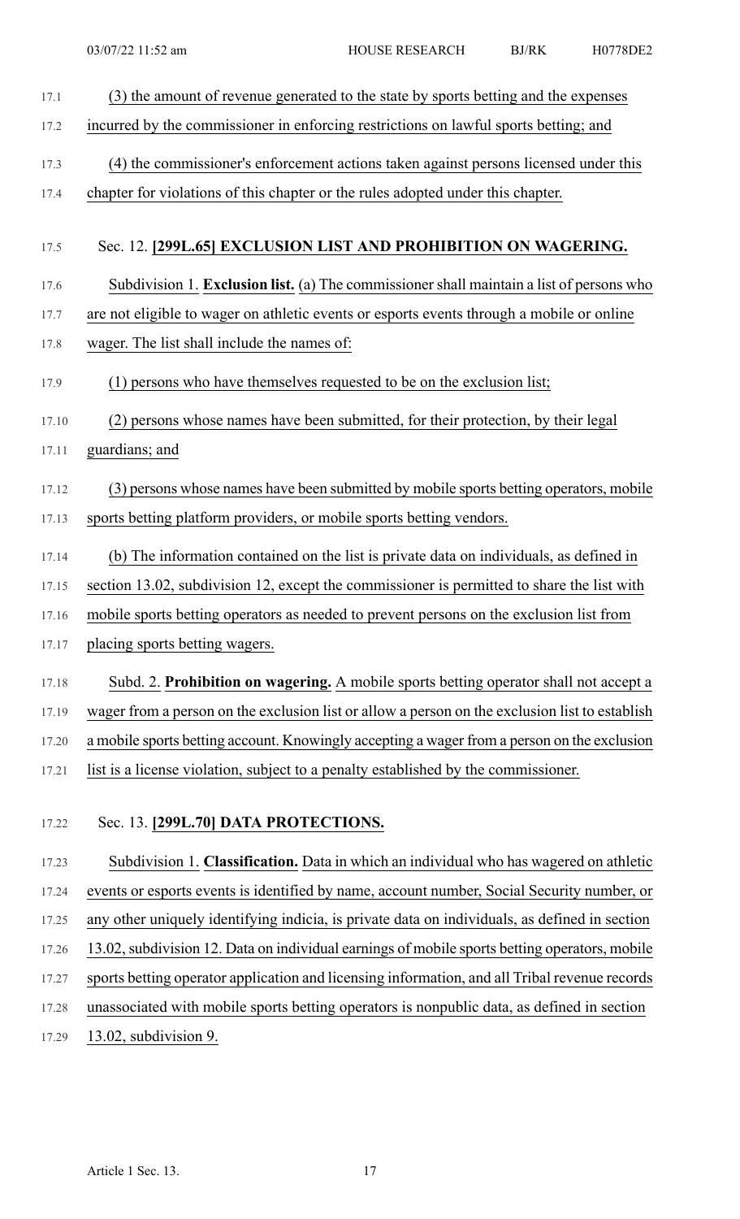(3) the amount of revenue generated to the state by sports betting and the expenses incurred by the commissioner in enforcing restrictions on lawful sports betting; and

(4) the commissioner's enforcement actions taken against persons licensed under this chapter for violations of this chapter or the rules adopted under this chapter.

## Sec. 12. **[299L.65] EXCLUSION LIST AND PROHIBITION ON WAGERING.**

Subdivision 1. **Exclusion list.** (a) The commissioner shall maintain a list of persons who are not eligible to wager on athletic events or esports events through a mobile or online wager. The list shall include the names of:

(1) persons who have themselves requested to be on the exclusion list;

(2) persons whose names have been submitted, for their protection, by their legal guardians; and

(3) persons whose names have been submitted by mobile sports betting operators, mobile sports betting platform providers, or mobile sports betting vendors.

(b) The information contained on the list is private data on individuals, as defined in section 13.02, subdivision 12, except the commissioner is permitted to share the list with mobile sports betting operators as needed to prevent persons on the exclusion list from placing sports betting wagers.

Subd. 2. **Prohibition on wagering.** A mobile sports betting operator shall not accept a wager from a person on the exclusion list or allow a person on the exclusion list to establish a mobile sports betting account. Knowingly accepting a wager from a person on the exclusion list is a license violation, subject to a penalty established by the commissioner.

## Sec. 13. **[299L.70] DATA PROTECTIONS.**

Subdivision 1. **Classification.** Data in which an individual who has wagered on athletic events or esports events is identified by name, account number, Social Security number, or any other uniquely identifying indicia, is private data on individuals, as defined in section 13.02, subdivision 12. Data on individual earnings of mobile sports betting operators, mobile sports betting operator application and licensing information, and all Tribal revenue records unassociated with mobile sports betting operators is nonpublic data, as defined in section 13.02, subdivision 9.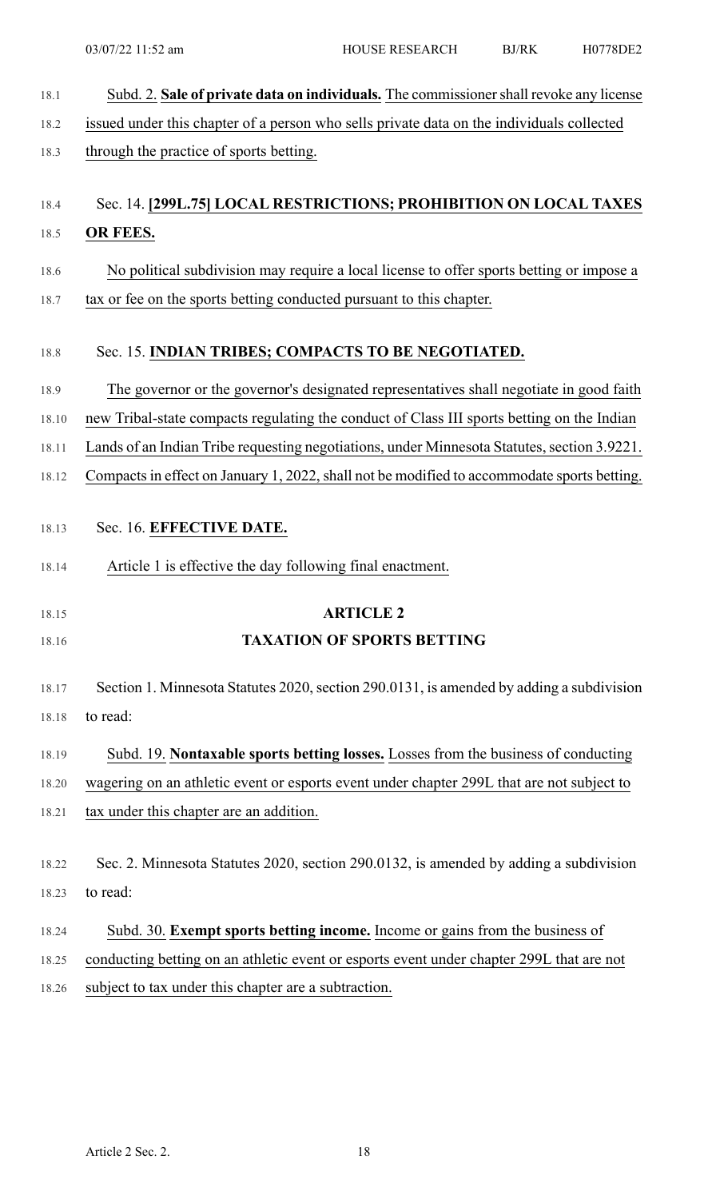Subd. 2. **Sale of private data on individuals.** The commissioner shall revoke any license issued under this chapter of a person who sells private data on the individuals collected through the practice of sports betting.

Sec. 14. **[299L.75] LOCAL RESTRICTIONS; PROHIBITION ON LOCAL TAXES OR FEES.**

No political subdivision may require a local license to offer sports betting or impose a tax or fee on the sports betting conducted pursuant to this chapter.

Sec. 15. **INDIAN TRIBES; COMPACTS TO BE NEGOTIATED.**

The governor or the governor's designated representatives shall negotiate in good faith new Tribal-state compacts regulating the conduct of Class III sports betting on the Indian Lands of an Indian Tribe requesting negotiations, under Minnesota Statutes, section 3.9221. Compacts in effect on January 1, 2022, shall not be modified to accommodate sports betting.

Sec. 16. **EFFECTIVE DATE.**

Article 1 is effective the day following final enactment.

## ARTICLE 2

## TAXATION OF SPORTS BETTING

Section 1. Minnesota Statutes 2020, section 290.0131, is amended by adding a subdivision to read:

Subd. 19. **Nontaxable sports betting losses.** Losses from the business of conducting wagering on an athletic event or esports event under chapter 299L that are not subject to tax under this chapter are an addition.

Sec. 2. Minnesota Statutes 2020, section 290.0132, is amended by adding a subdivision to read:

Subd. 30. **Exempt sports betting income.** Income or gains from the business of conducting betting on an athletic event or esports event under chapter 299L that are not subject to tax under this chapter are a subtraction.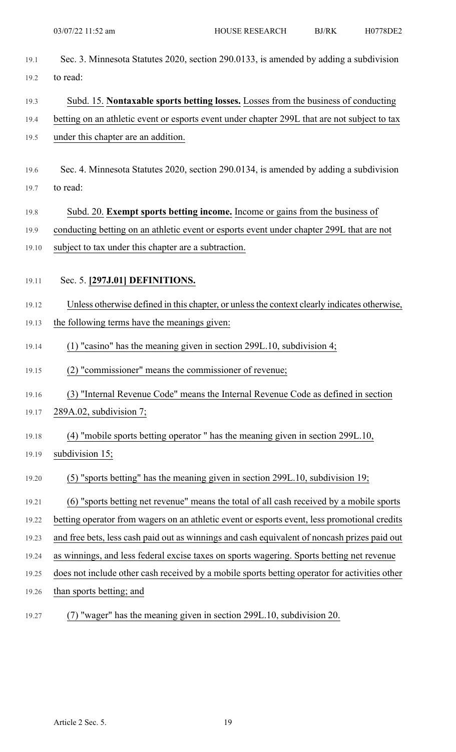Sec. 3. Minnesota Statutes 2020, section 290.0133, is amended by adding a subdivision to read:

Subd. 15. **Nontaxable sports betting losses.** Losses from the business of conducting betting on an athletic event or esports event under chapter 299L that are not subject to tax under this chapter are an addition.

Sec. 4. Minnesota Statutes 2020, section 290.0134, is amended by adding a subdivision to read:

Subd. 20. **Exempt sports betting income.** Income or gains from the business of conducting betting on an athletic event or esports event under chapter 299L that are not subject to tax under this chapter are a subtraction.

Sec. 5. **[297J.01] DEFINITIONS.**

Unless otherwise defined in this chapter, or unless the context clearly indicates otherwise, the following terms have the meanings given:

(1) "casino" has the meaning given in section 299L.10, subdivision 4;

(2) "commissioner" means the commissioner of revenue;

(3) "Internal Revenue Code" means the Internal Revenue Code as defined in section 289A.02, subdivision 7;

(4) "mobile sports betting operator " has the meaning given in section 299L.10, subdivision 15;

(5) "sports betting" has the meaning given in section 299L.10, subdivision 19;

(6) "sports betting net revenue" means the total of all cash received by a mobile sports betting operator from wagers on an athletic event or esports event, less promotional credits and free bets, less cash paid out as winnings and cash equivalent of noncash prizes paid out as winnings, and less federal excise taxes on sports wagering. Sports betting net revenue does not include other cash received by a mobile sports betting operator for activities other than sports betting; and

(7) "wager" has the meaning given in section 299L.10, subdivision 20.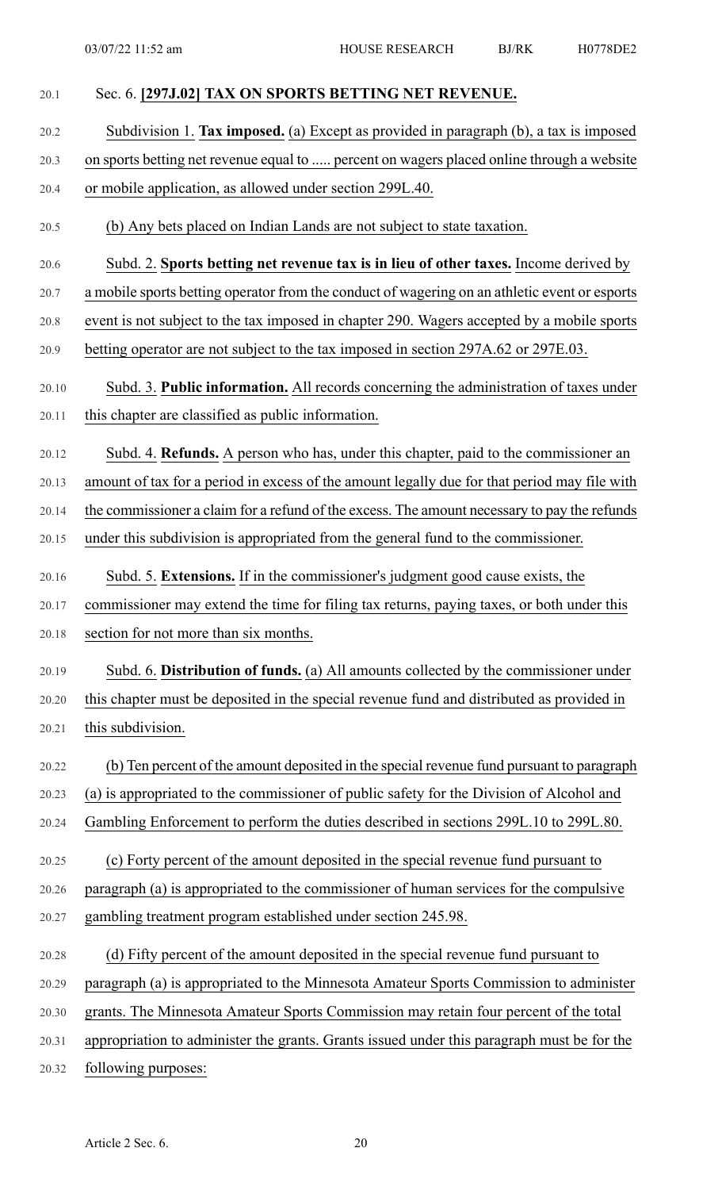Sec. 6. **[297J.02] TAX ON SPORTS BETTING NET REVENUE.**

Subdivision 1. **Tax imposed.** (a) Except as provided in paragraph (b), a tax is imposed on sports betting net revenue equal to ..... percent on wagers placed online through a website or mobile application, as allowed under section 299L.40.

(b) Any bets placed on Indian Lands are not subject to state taxation.

Subd. 2. **Sports betting net revenue tax is in lieu of other taxes.** Income derived by a mobile sports betting operator from the conduct of wagering on an athletic event or esports event is not subject to the tax imposed in chapter 290. Wagers accepted by a mobile sports betting operator are not subject to the tax imposed in section 297A.62 or 297E.03.

Subd. 3. **Public information.** All records concerning the administration of taxes under this chapter are classified as public information.

Subd. 4. **Refunds.** A person who has, under this chapter, paid to the commissioner an amount of tax for a period in excess of the amount legally due for that period may file with the commissioner a claim for a refund of the excess. The amount necessary to pay the refunds under this subdivision is appropriated from the general fund to the commissioner.

Subd. 5. **Extensions.** If in the commissioner's judgment good cause exists, the commissioner may extend the time for filing tax returns, paying taxes, or both under this section for not more than six months.

Subd. 6. **Distribution of funds.** (a) All amounts collected by the commissioner under this chapter must be deposited in the special revenue fund and distributed as provided in this subdivision.

(b) Ten percent of the amount deposited in the special revenue fund pursuant to paragraph (a) is appropriated to the commissioner of public safety for the Division of Alcohol and Gambling Enforcement to perform the duties described in sections 299L.10 to 299L.80.

(c) Forty percent of the amount deposited in the special revenue fund pursuant to paragraph (a) is appropriated to the commissioner of human services for the compulsive gambling treatment program established under section 245.98.

(d) Fifty percent of the amount deposited in the special revenue fund pursuant to paragraph (a) is appropriated to the Minnesota Amateur Sports Commission to administer grants. The Minnesota Amateur Sports Commission may retain four percent of the total appropriation to administer the grants. Grants issued under this paragraph must be for the following purposes: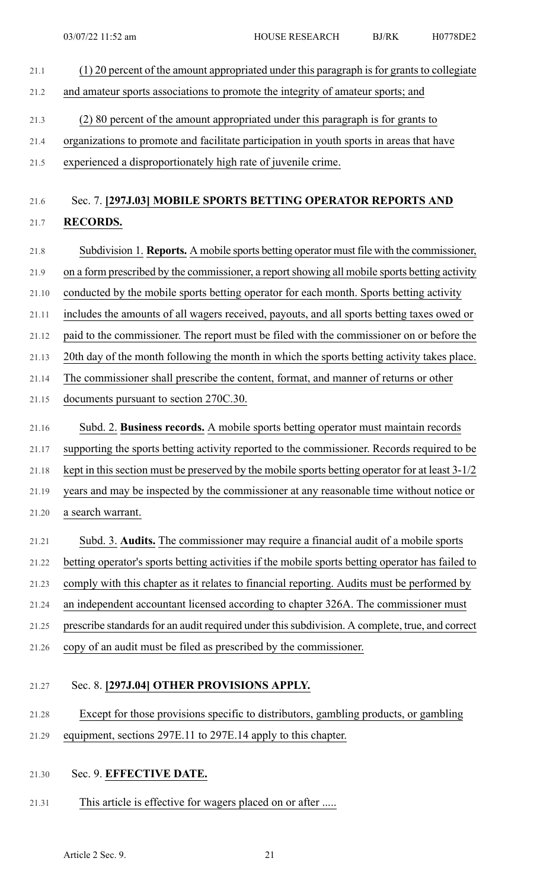(1) 20 percent of the amount appropriated under this paragraph is for grants to collegiate and amateur sports associations to promote the integrity of amateur sports; and

(2) 80 percent of the amount appropriated under this paragraph is for grants to organizations to promote and facilitate participation in youth sports in areas that have experienced a disproportionately high rate of juvenile crime.

Sec. 7. **[297J.03] MOBILE SPORTS BETTING OPERATOR REPORTS AND RECORDS.**

Subdivision 1. **Reports.** A mobile sports betting operator must file with the commissioner, on a form prescribed by the commissioner, a report showing all mobile sports betting activity conducted by the mobile sports betting operator for each month. Sports betting activity includes the amounts of all wagers received, payouts, and all sports betting taxes owed or paid to the commissioner. The report must be filed with the commissioner on or before the 20th day of the month following the month in which the sports betting activity takes place. The commissioner shall prescribe the content, format, and manner of returns or other documents pursuant to section 270C.30.

Subd. 2. **Business records.** A mobile sports betting operator must maintain records supporting the sports betting activity reported to the commissioner. Records required to be kept in this section must be preserved by the mobile sports betting operator for at least 3-1/2 years and may be inspected by the commissioner at any reasonable time without notice or a search warrant.

Subd. 3. **Audits.** The commissioner may require a financial audit of a mobile sports betting operator's sports betting activities if the mobile sports betting operator has failed to comply with this chapter as it relates to financial reporting. Audits must be performed by an independent accountant licensed according to chapter 326A. The commissioner must prescribe standards for an audit required under this subdivision. A complete, true, and correct copy of an audit must be filed as prescribed by the commissioner.

Sec. 8. **[297J.04] OTHER PROVISIONS APPLY.**

Except for those provisions specific to distributors, gambling products, or gambling equipment, sections 297E.11 to 297E.14 apply to this chapter.

Sec. 9. **EFFECTIVE DATE.**

This article is effective for wagers placed on or after .....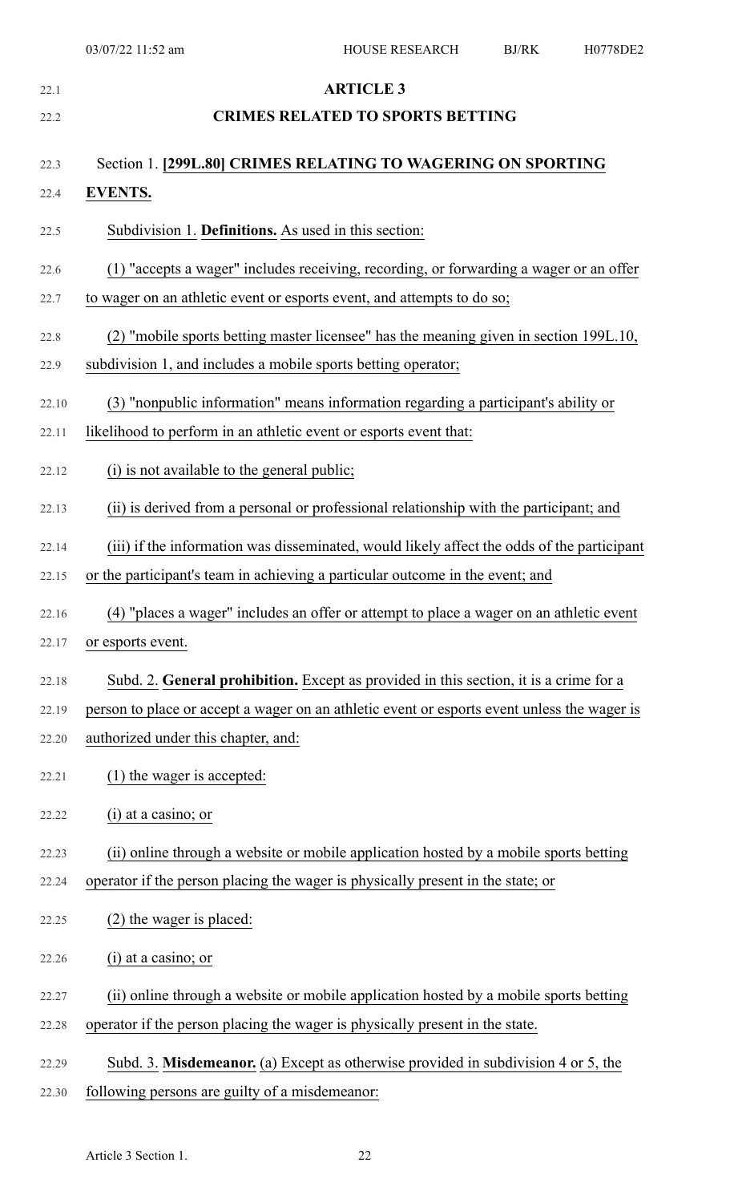## ARTICLE 3

## CRIMES RELATED TO SPORTS BETTING

Section 1. **[299L.80] CRIMES RELATING TO WAGERING ON SPORTING EVENTS.**

Subdivision 1. **Definitions.** As used in this section:

(1) "accepts a wager" includes receiving, recording, or forwarding a wager or an offer to wager on an athletic event or esports event, and attempts to do so;

(2) "mobile sports betting master licensee" has the meaning given in section 199L.10, subdivision 1, and includes a mobile sports betting operator;

(3) "nonpublic information" means information regarding a participant's ability or likelihood to perform in an athletic event or esports event that:

(i) is not available to the general public;

(ii) is derived from a personal or professional relationship with the participant; and

(iii) if the information was disseminated, would likely affect the odds of the participant or the participant's team in achieving a particular outcome in the event; and

(4) "places a wager" includes an offer or attempt to place a wager on an athletic event or esports event.

Subd. 2. **General prohibition.** Except as provided in this section, it is a crime for a person to place or accept a wager on an athletic event or esports event unless the wager is authorized under this chapter, and:

(1) the wager is accepted:

(i) at a casino; or

(ii) online through a website or mobile application hosted by a mobile sports betting operator if the person placing the wager is physically present in the state; or

(2) the wager is placed:

(i) at a casino; or

(ii) online through a website or mobile application hosted by a mobile sports betting operator if the person placing the wager is physically present in the state.

Subd. 3. **Misdemeanor.** (a) Except as otherwise provided in subdivision 4 or 5, the following persons are guilty of a misdemeanor: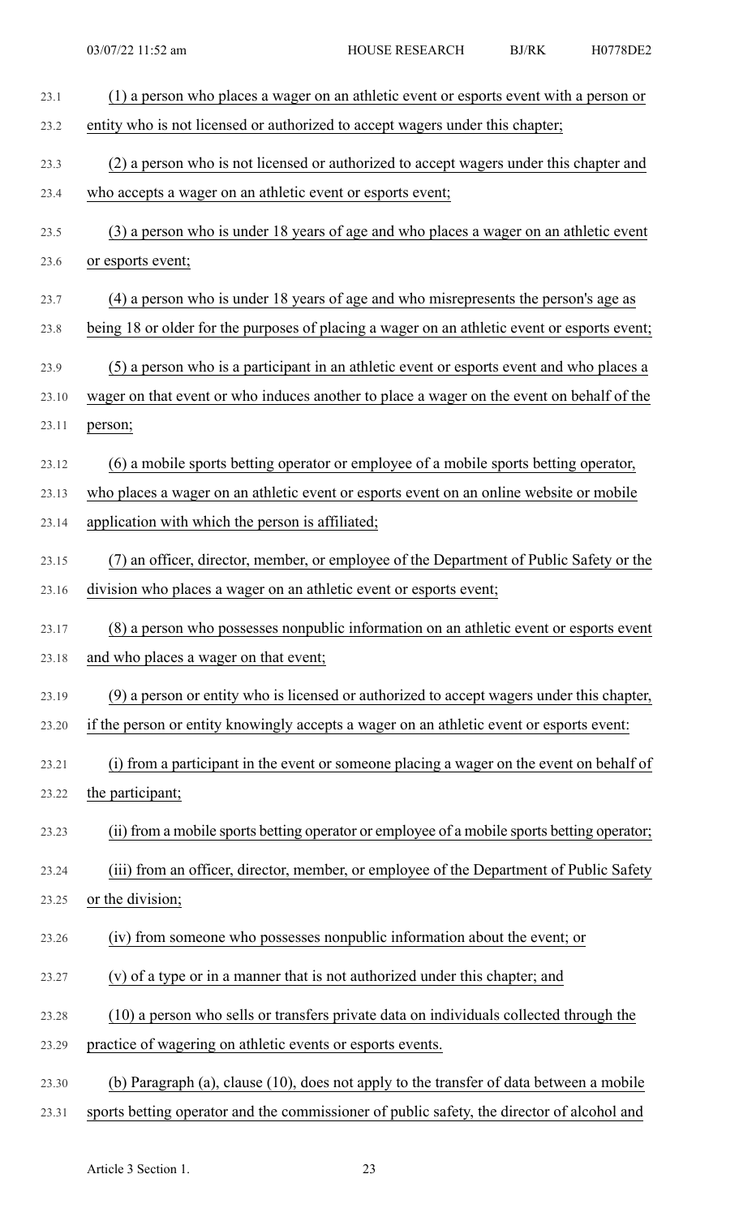(1) a person who places a wager on an athletic event or esports event with a person or entity who is not licensed or authorized to accept wagers under this chapter;

(2) a person who is not licensed or authorized to accept wagers under this chapter and who accepts a wager on an athletic event or esports event;

(3) a person who is under 18 years of age and who places a wager on an athletic event or esports event;

(4) a person who is under 18 years of age and who misrepresents the person's age as being 18 or older for the purposes of placing a wager on an athletic event or esports event;

(5) a person who is a participant in an athletic event or esports event and who places a wager on that event or who induces another to place a wager on the event on behalf of the person;

(6) a mobile sports betting operator or employee of a mobile sports betting operator, who places a wager on an athletic event or esports event on an online website or mobile application with which the person is affiliated;

(7) an officer, director, member, or employee of the Department of Public Safety or the division who places a wager on an athletic event or esports event;

(8) a person who possesses nonpublic information on an athletic event or esports event and who places a wager on that event;

(9) a person or entity who is licensed or authorized to accept wagers under this chapter, if the person or entity knowingly accepts a wager on an athletic event or esports event:

(i) from a participant in the event or someone placing a wager on the event on behalf of the participant;

(ii) from a mobile sports betting operator or employee of a mobile sports betting operator;

(iii) from an officer, director, member, or employee of the Department of Public Safety or the division;

(iv) from someone who possesses nonpublic information about the event; or

(v) of a type or in a manner that is not authorized under this chapter; and

(10) a person who sells or transfers private data on individuals collected through the practice of wagering on athletic events or esports events.

(b) Paragraph (a), clause (10), does not apply to the transfer of data between a mobile sports betting operator and the commissioner of public safety, the director of alcohol and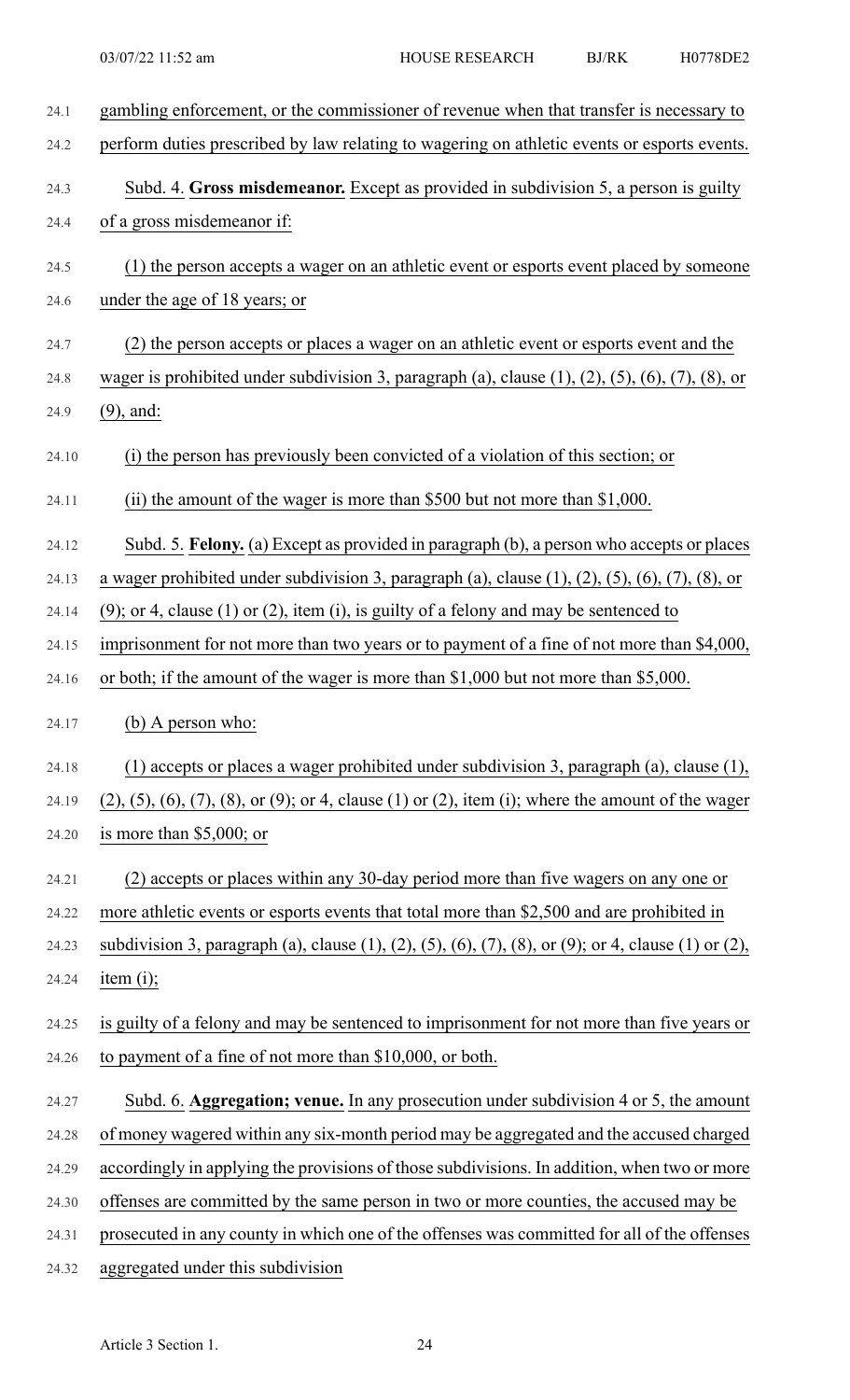gambling enforcement, or the commissioner of revenue when that transfer is necessary to perform duties prescribed by law relating to wagering on athletic events or esports events.

Subd. 4. **Gross misdemeanor.** Except as provided in subdivision 5, a person is guilty of a gross misdemeanor if:

(1) the person accepts a wager on an athletic event or esports event placed by someone under the age of 18 years; or

(2) the person accepts or places a wager on an athletic event or esports event and the wager is prohibited under subdivision 3, paragraph (a), clause (1), (2), (5), (6), (7), (8), or (9), and:

(i) the person has previously been convicted of a violation of this section; or

(ii) the amount of the wager is more than $500 but not more than $1,000.

Subd. 5. **Felony.** (a) Except as provided in paragraph (b), a person who accepts or places a wager prohibited under subdivision 3, paragraph (a), clause (1), (2), (5), (6), (7), (8), or (9); or 4, clause (1) or (2), item (i), is guilty of a felony and may be sentenced to imprisonment for not more than two years or to payment of a fine of not more than $4,000, or both; if the amount of the wager is more than $1,000 but not more than $5,000.

(b) A person who:

(1) accepts or places a wager prohibited under subdivision 3, paragraph (a), clause (1), (2), (5), (6), (7), (8), or (9); or 4, clause (1) or (2), item (i); where the amount of the wager is more than $5,000; or

(2) accepts or places within any 30-day period more than five wagers on any one or more athletic events or esports events that total more than $2,500 and are prohibited in subdivision 3, paragraph (a), clause (1), (2), (5), (6), (7), (8), or (9); or 4, clause (1) or (2), item (i);

is guilty of a felony and may be sentenced to imprisonment for not more than five years or to payment of a fine of not more than $10,000, or both.

Subd. 6. **Aggregation; venue.** In any prosecution under subdivision 4 or 5, the amount of money wagered within any six-month period may be aggregated and the accused charged accordingly in applying the provisions of those subdivisions. In addition, when two or more offenses are committed by the same person in two or more counties, the accused may be prosecuted in any county in which one of the offenses was committed for all of the offenses aggregated under this subdivision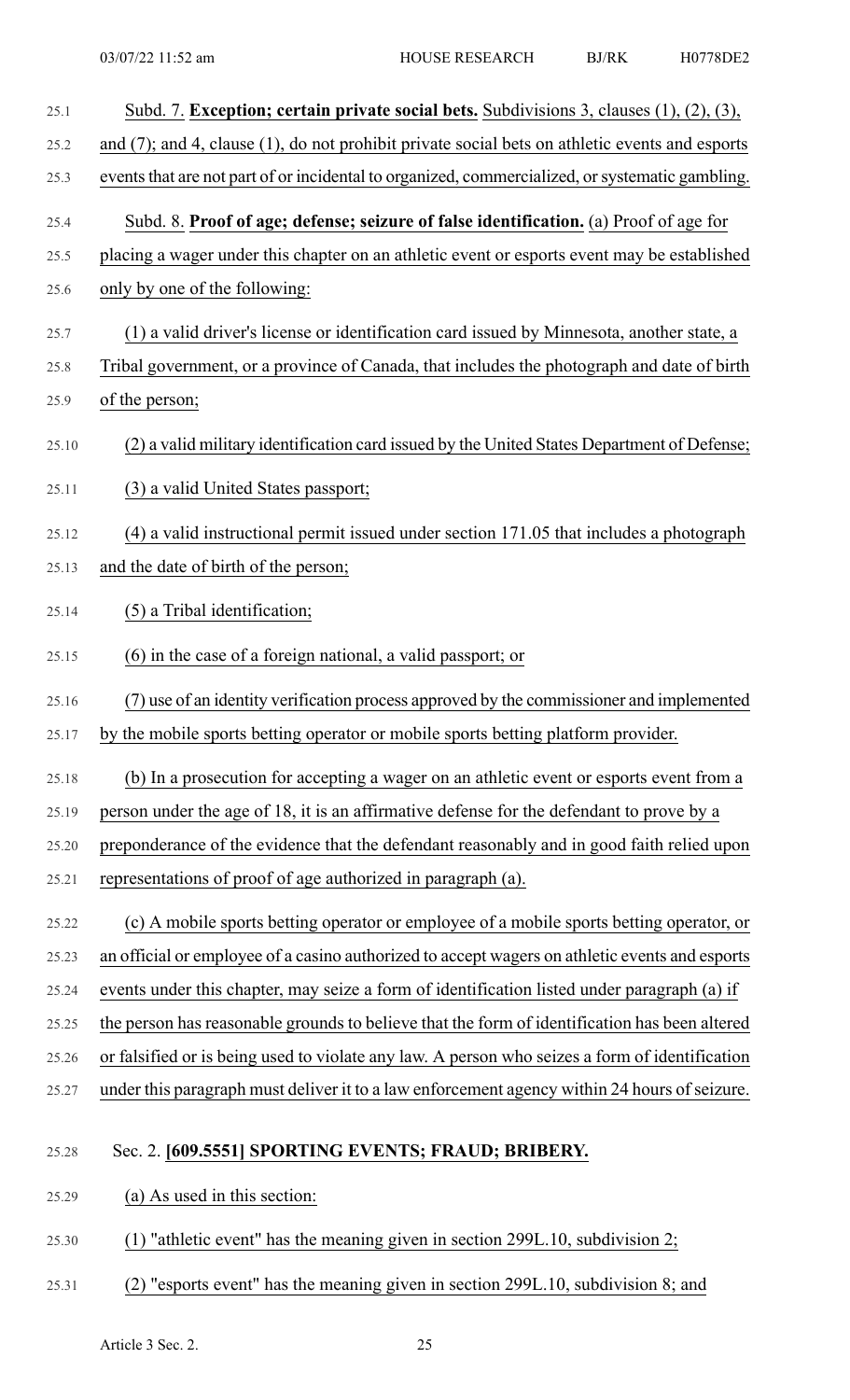Subd. 7. **Exception; certain private social bets.** Subdivisions 3, clauses (1), (2), (3), and (7); and 4, clause (1), do not prohibit private social bets on athletic events and esports events that are not part of or incidental to organized, commercialized, or systematic gambling.

Subd. 8. **Proof of age; defense; seizure of false identification.** (a) Proof of age for placing a wager under this chapter on an athletic event or esports event may be established only by one of the following:

(1) a valid driver's license or identification card issued by Minnesota, another state, a Tribal government, or a province of Canada, that includes the photograph and date of birth of the person;

(2) a valid military identification card issued by the United States Department of Defense;

(3) a valid United States passport;

(4) a valid instructional permit issued under section 171.05 that includes a photograph and the date of birth of the person;

(5) a Tribal identification;

(6) in the case of a foreign national, a valid passport; or

(7) use of an identity verification process approved by the commissioner and implemented by the mobile sports betting operator or mobile sports betting platform provider.

(b) In a prosecution for accepting a wager on an athletic event or esports event from a person under the age of 18, it is an affirmative defense for the defendant to prove by a preponderance of the evidence that the defendant reasonably and in good faith relied upon representations of proof of age authorized in paragraph (a).

(c) A mobile sports betting operator or employee of a mobile sports betting operator, or an official or employee of a casino authorized to accept wagers on athletic events and esports events under this chapter, may seize a form of identification listed under paragraph (a) if the person has reasonable grounds to believe that the form of identification has been altered or falsified or is being used to violate any law. A person who seizes a form of identification under this paragraph must deliver it to a law enforcement agency within 24 hours of seizure.

Sec. 2. **[609.5551] SPORTING EVENTS; FRAUD; BRIBERY.**

(a) As used in this section:

(1) "athletic event" has the meaning given in section 299L.10, subdivision 2;

(2) "esports event" has the meaning given in section 299L.10, subdivision 8; and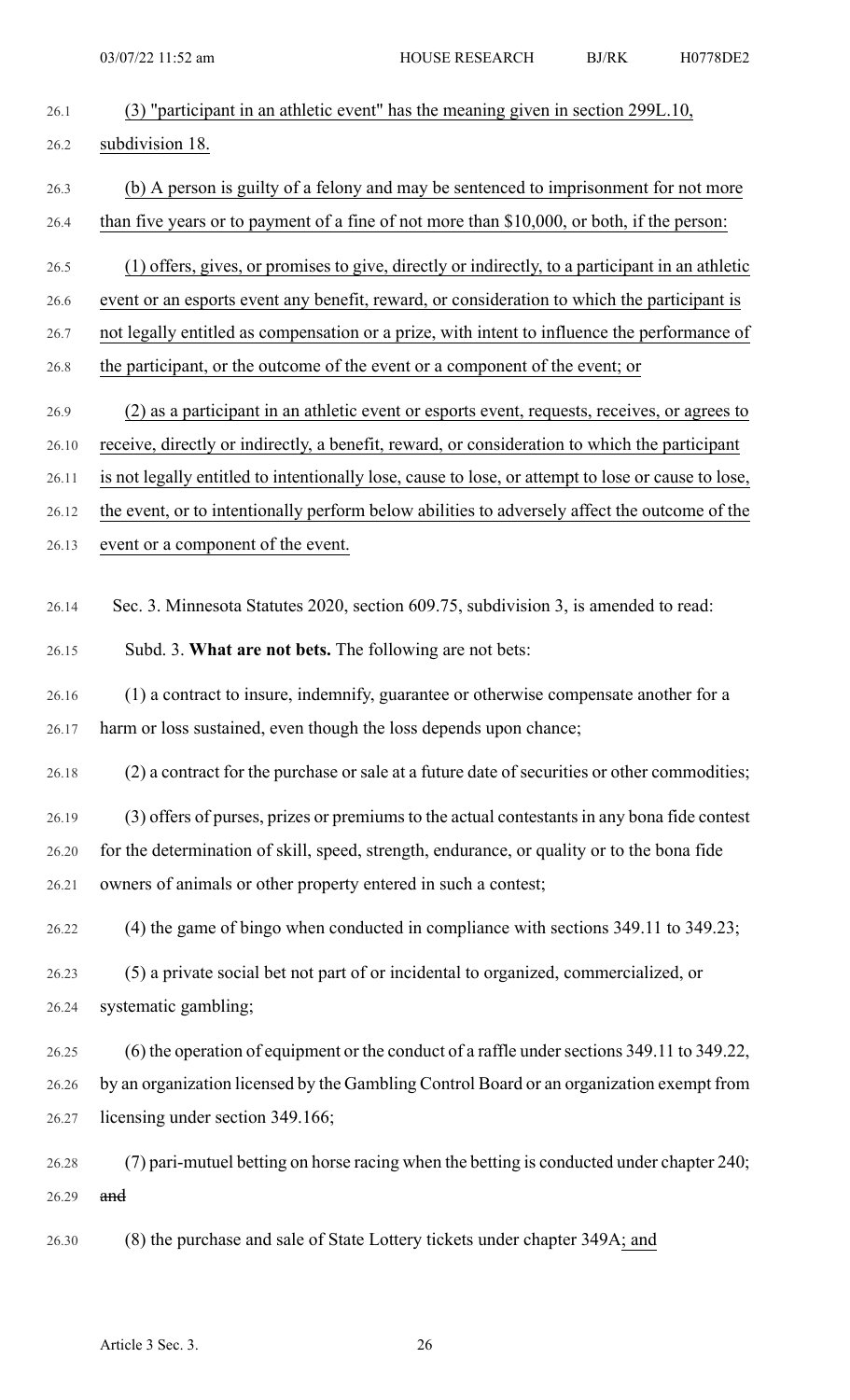(3) "participant in an athletic event" has the meaning given in section 299L.10, subdivision 18.

(b) A person is guilty of a felony and may be sentenced to imprisonment for not more than five years or to payment of a fine of not more than $10,000, or both, if the person:

(1) offers, gives, or promises to give, directly or indirectly, to a participant in an athletic event or an esports event any benefit, reward, or consideration to which the participant is not legally entitled as compensation or a prize, with intent to influence the performance of the participant, or the outcome of the event or a component of the event; or

(2) as a participant in an athletic event or esports event, requests, receives, or agrees to receive, directly or indirectly, a benefit, reward, or consideration to which the participant is not legally entitled to intentionally lose, cause to lose, or attempt to lose or cause to lose, the event, or to intentionally perform below abilities to adversely affect the outcome of the event or a component of the event.

Sec. 3. Minnesota Statutes 2020, section 609.75, subdivision 3, is amended to read:

Subd. 3. **What are not bets.** The following are not bets:

(1) a contract to insure, indemnify, guarantee or otherwise compensate another for a harm or loss sustained, even though the loss depends upon chance;

(2) a contract for the purchase or sale at a future date of securities or other commodities;

(3) offers of purses, prizes or premiums to the actual contestants in any bona fide contest for the determination of skill, speed, strength, endurance, or quality or to the bona fide owners of animals or other property entered in such a contest;

(4) the game of bingo when conducted in compliance with sections 349.11 to 349.23;

(5) a private social bet not part of or incidental to organized, commercialized, or systematic gambling;

(6) the operation of equipment or the conduct of a raffle under sections 349.11 to 349.22, by an organization licensed by the Gambling Control Board or an organization exempt from licensing under section 349.166;

(7) pari-mutuel betting on horse racing when the betting is conducted under chapter 240; ~~and~~

(8) the purchase and sale of State Lottery tickets under chapter 349A; and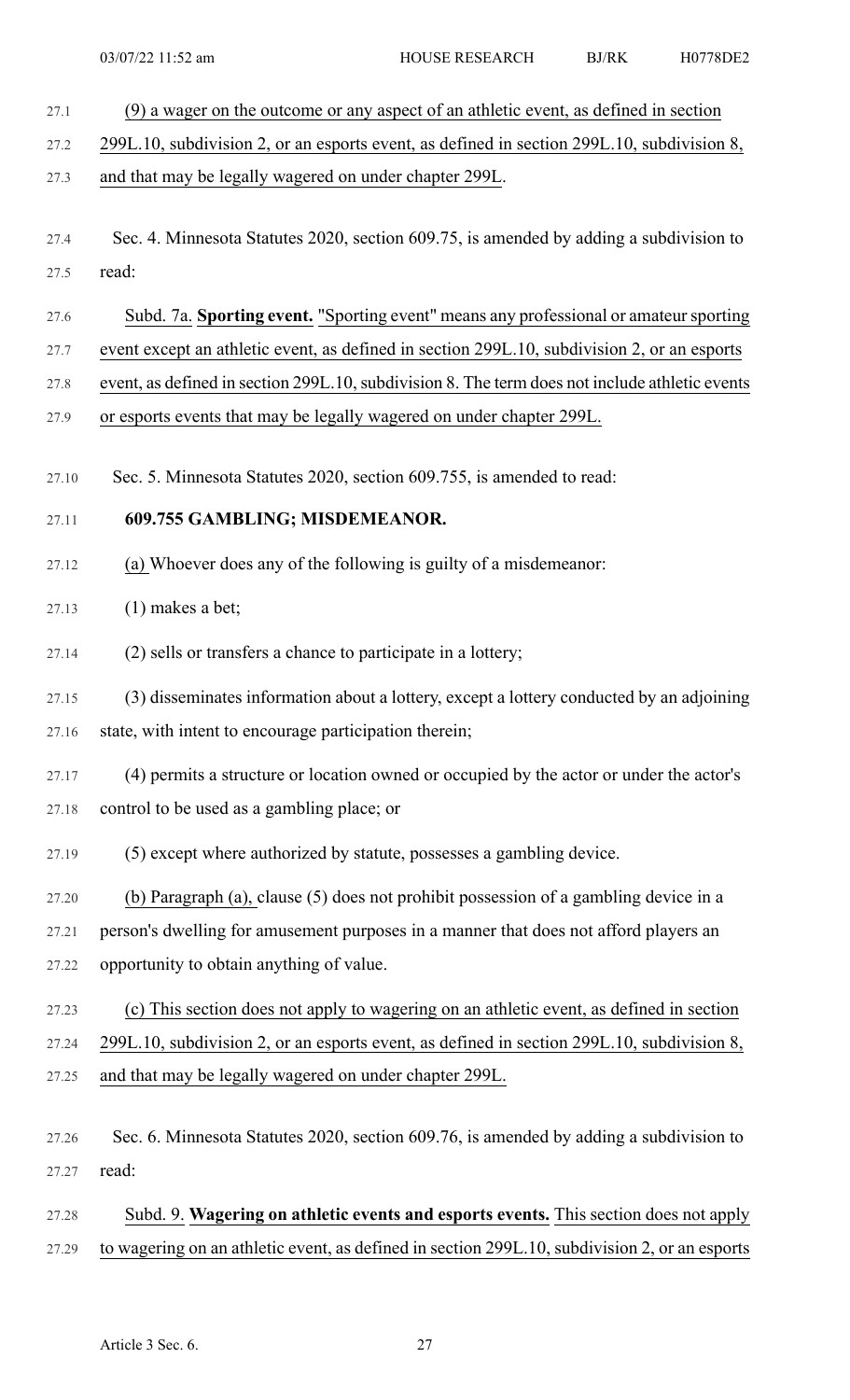(9) a wager on the outcome or any aspect of an athletic event, as defined in section 299L.10, subdivision 2, or an esports event, as defined in section 299L.10, subdivision 8, and that may be legally wagered on under chapter 299L.

Sec. 4. Minnesota Statutes 2020, section 609.75, is amended by adding a subdivision to read:

Subd. 7a. **Sporting event.** "Sporting event" means any professional or amateur sporting event except an athletic event, as defined in section 299L.10, subdivision 2, or an esports event, as defined in section 299L.10, subdivision 8. The term does not include athletic events or esports events that may be legally wagered on under chapter 299L.

Sec. 5. Minnesota Statutes 2020, section 609.755, is amended to read:

**609.755 GAMBLING; MISDEMEANOR.**

(a) Whoever does any of the following is guilty of a misdemeanor:

(1) makes a bet;

(2) sells or transfers a chance to participate in a lottery;

(3) disseminates information about a lottery, except a lottery conducted by an adjoining state, with intent to encourage participation therein;

(4) permits a structure or location owned or occupied by the actor or under the actor's control to be used as a gambling place; or

(5) except where authorized by statute, possesses a gambling device.

(b) Paragraph (a), clause (5) does not prohibit possession of a gambling device in a person's dwelling for amusement purposes in a manner that does not afford players an opportunity to obtain anything of value.

(c) This section does not apply to wagering on an athletic event, as defined in section 299L.10, subdivision 2, or an esports event, as defined in section 299L.10, subdivision 8, and that may be legally wagered on under chapter 299L.

Sec. 6. Minnesota Statutes 2020, section 609.76, is amended by adding a subdivision to read:

Subd. 9. **Wagering on athletic events and esports events.** This section does not apply to wagering on an athletic event, as defined in section 299L.10, subdivision 2, or an esports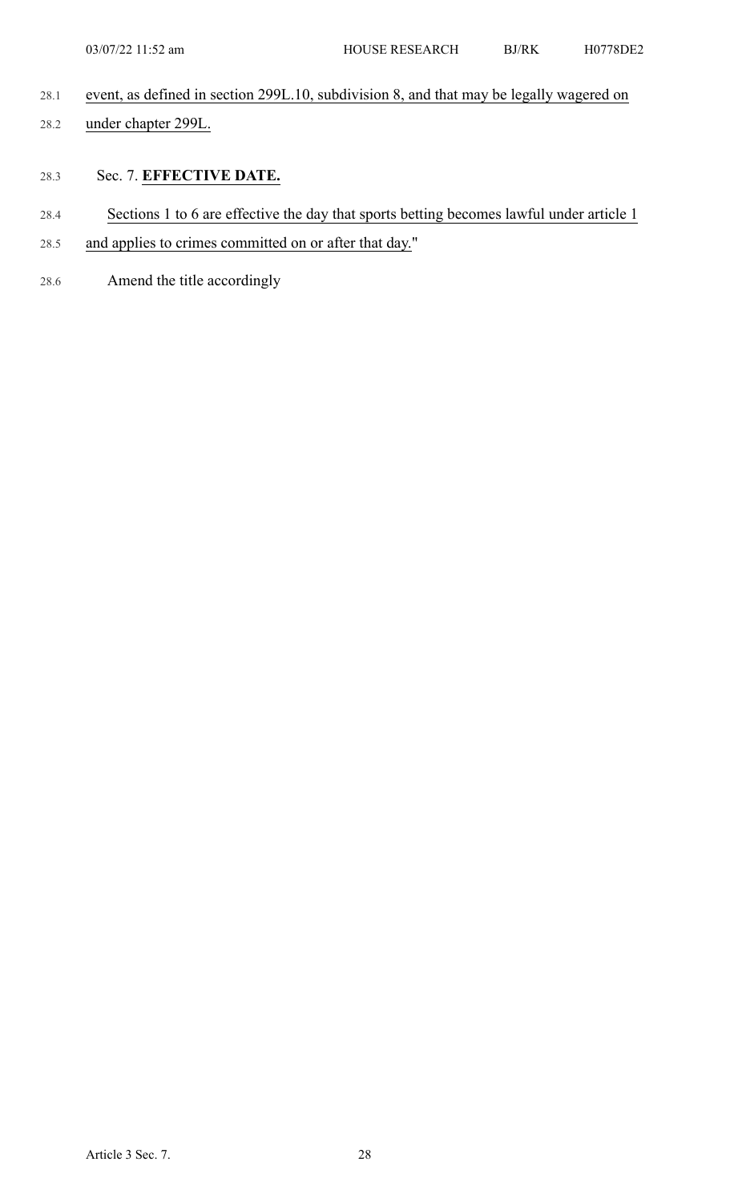event, as defined in section 299L.10, subdivision 8, and that may be legally wagered on under chapter 299L.

Sec. 7. **EFFECTIVE DATE.**

Sections 1 to 6 are effective the day that sports betting becomes lawful under article 1 and applies to crimes committed on or after that day."

Amend the title accordingly